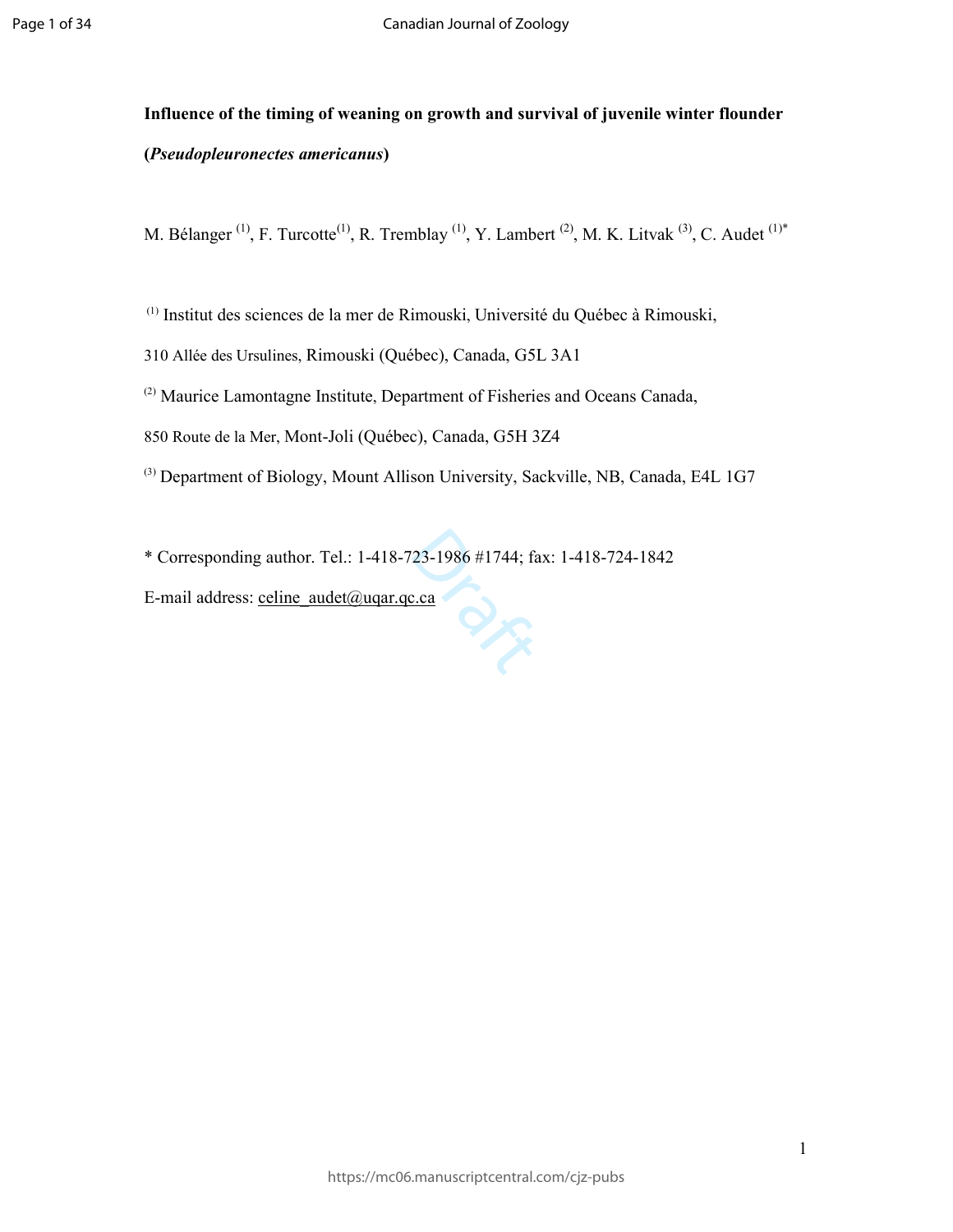# Influence of the timing of weaning on growth and survival of juvenile winter flounder (*Pseudopleuronectes americanus*)

M. Bélanger [(1)], F. Turcotte[(1)], R. Tremblay [(1)], Y. Lambert [(2)], M. K. Litvak [(3)], C. Audet [(1)*]

[(1)] Institut des sciences de la mer de Rimouski, Université du Québec à Rimouski, 310 Allée des Ursulines, Rimouski (Québec), Canada, G5L 3A1

[(2)] Maurice Lamontagne Institute, Department of Fisheries and Oceans Canada, 850 Route de la Mer, Mont-Joli (Québec), Canada, G5H 3Z4

[(3)] Department of Biology, Mount Allison University, Sackville, NB, Canada, E4L 1G7

* Corresponding author. Tel.: 1-418-723-1986 #1744; fax: 1-418-724-1842

E-mail address: celine_audet@uqar.qc.ca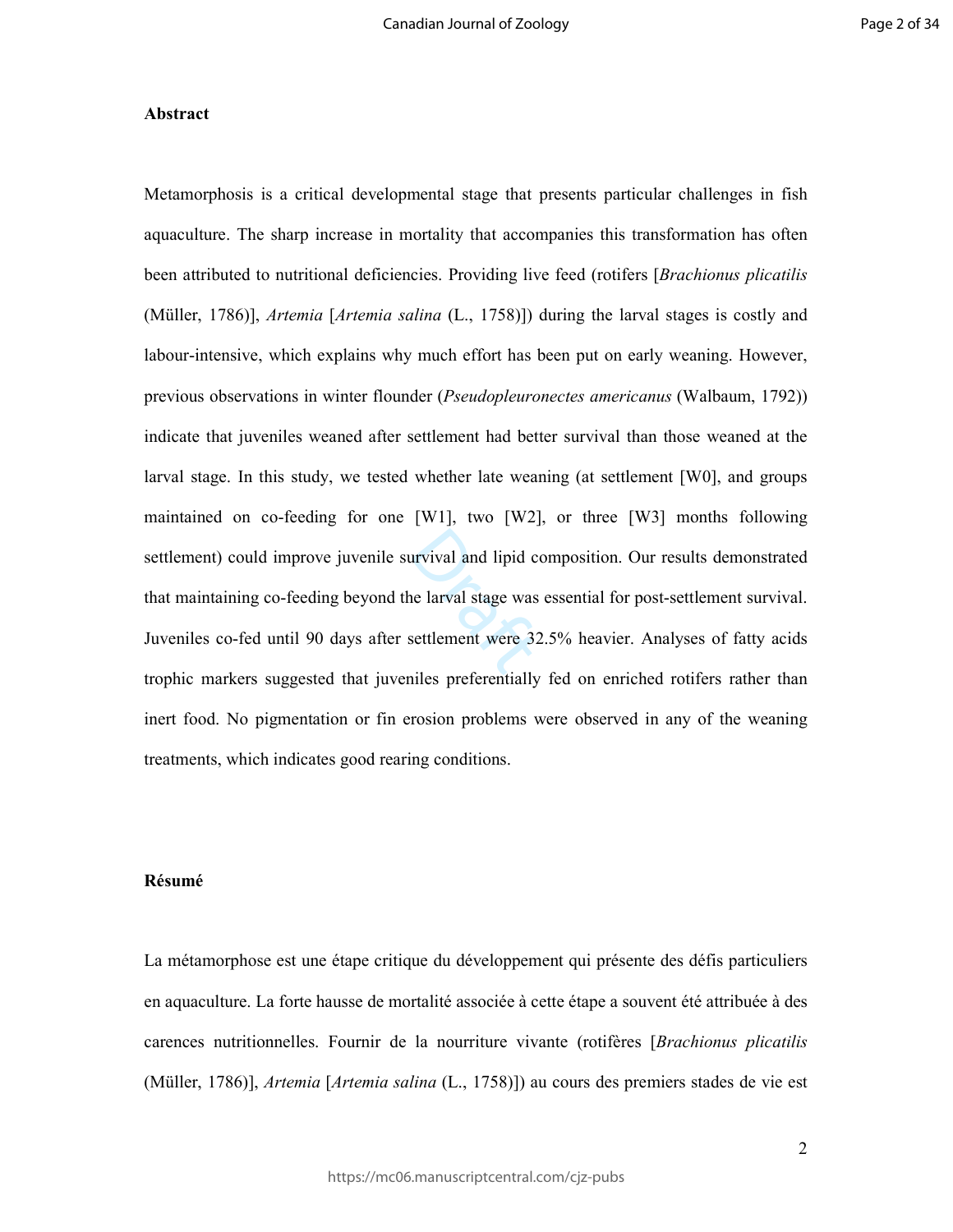**Abstract**

Metamorphosis is a critical developmental stage that presents particular challenges in fish aquaculture. The sharp increase in mortality that accompanies this transformation has often been attributed to nutritional deficiencies. Providing live feed (rotifers [*Brachionus plicatilis* (Müller, 1786)], *Artemia* [*Artemia salina* (L., 1758)]) during the larval stages is costly and labour-intensive, which explains why much effort has been put on early weaning. However, previous observations in winter flounder (*Pseudopleuronectes americanus* (Walbaum, 1792)) indicate that juveniles weaned after settlement had better survival than those weaned at the larval stage. In this study, we tested whether late weaning (at settlement [W0], and groups maintained on co-feeding for one [W1], two [W2], or three [W3] months following settlement) could improve juvenile survival and lipid composition. Our results demonstrated that maintaining co-feeding beyond the larval stage was essential for post-settlement survival. Juveniles co-fed until 90 days after settlement were 32.5% heavier. Analyses of fatty acids trophic markers suggested that juveniles preferentially fed on enriched rotifers rather than inert food. No pigmentation or fin erosion problems were observed in any of the weaning treatments, which indicates good rearing conditions.

**Résumé**

La métamorphose est une étape critique du développement qui présente des défis particuliers en aquaculture. La forte hausse de mortalité associée à cette étape a souvent été attribuée à des carences nutritionnelles. Fournir de la nourriture vivante (rotifères [*Brachionus plicatilis* (Müller, 1786)], *Artemia* [*Artemia salina* (L., 1758)]) au cours des premiers stades de vie est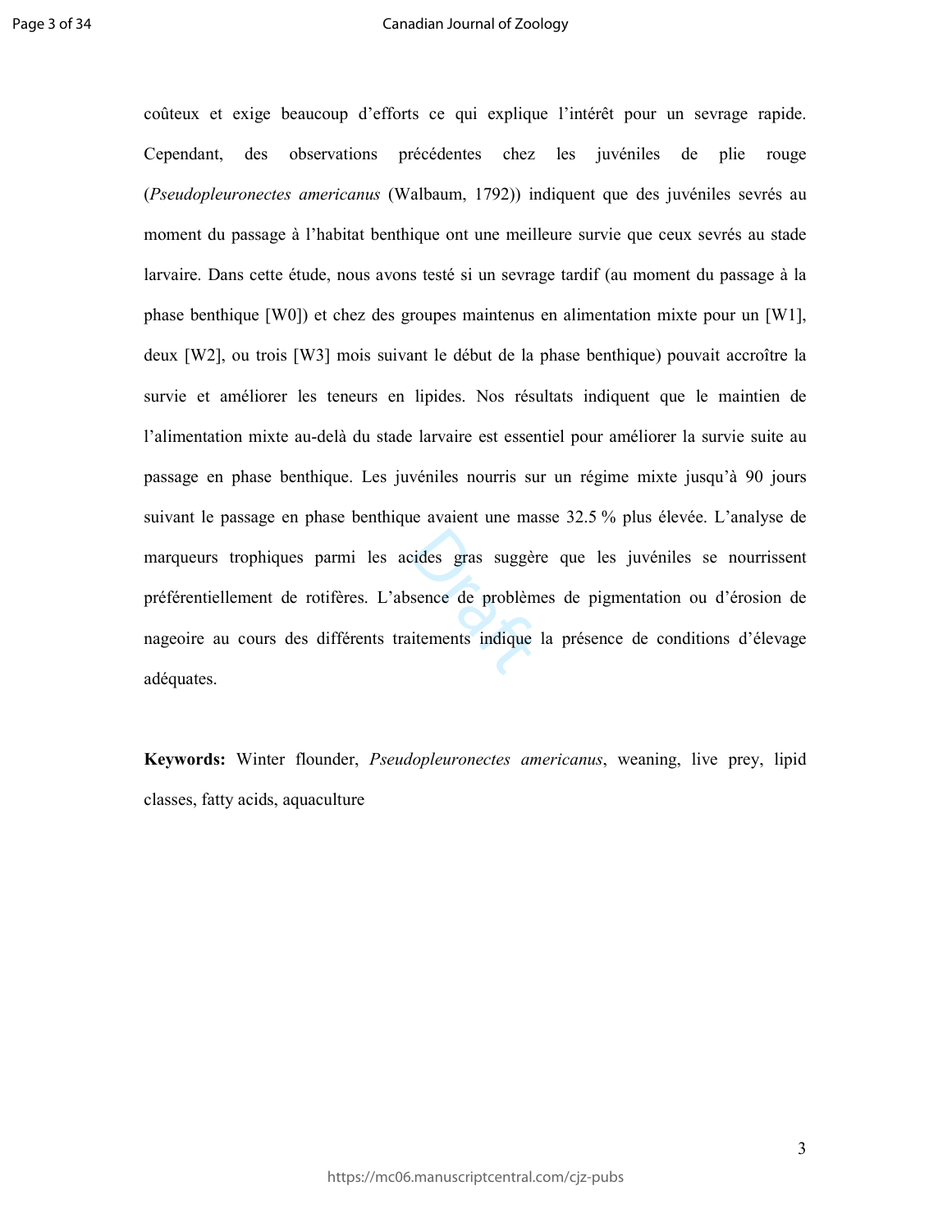coûteux et exige beaucoup d'efforts ce qui explique l'intérêt pour un sevrage rapide. Cependant, des observations précédentes chez les juvéniles de plie rouge (*Pseudopleuronectes americanus* (Walbaum, 1792)) indiquent que des juvéniles sevrés au moment du passage à l'habitat benthique ont une meilleure survie que ceux sevrés au stade larvaire. Dans cette étude, nous avons testé si un sevrage tardif (au moment du passage à la phase benthique [W0]) et chez des groupes maintenus en alimentation mixte pour un [W1], deux [W2], ou trois [W3] mois suivant le début de la phase benthique) pouvait accroître la survie et améliorer les teneurs en lipides. Nos résultats indiquent que le maintien de l'alimentation mixte au-delà du stade larvaire est essentiel pour améliorer la survie suite au passage en phase benthique. Les juvéniles nourris sur un régime mixte jusqu'à 90 jours suivant le passage en phase benthique avaient une masse 32.5 % plus élevée. L'analyse de marqueurs trophiques parmi les acides gras suggère que les juvéniles se nourrissent préférentiellement de rotifères. L'absence de problèmes de pigmentation ou d'érosion de nageoire au cours des différents traitements indique la présence de conditions d'élevage adéquates.

**Keywords:** Winter flounder, *Pseudopleuronectes americanus*, weaning, live prey, lipid classes, fatty acids, aquaculture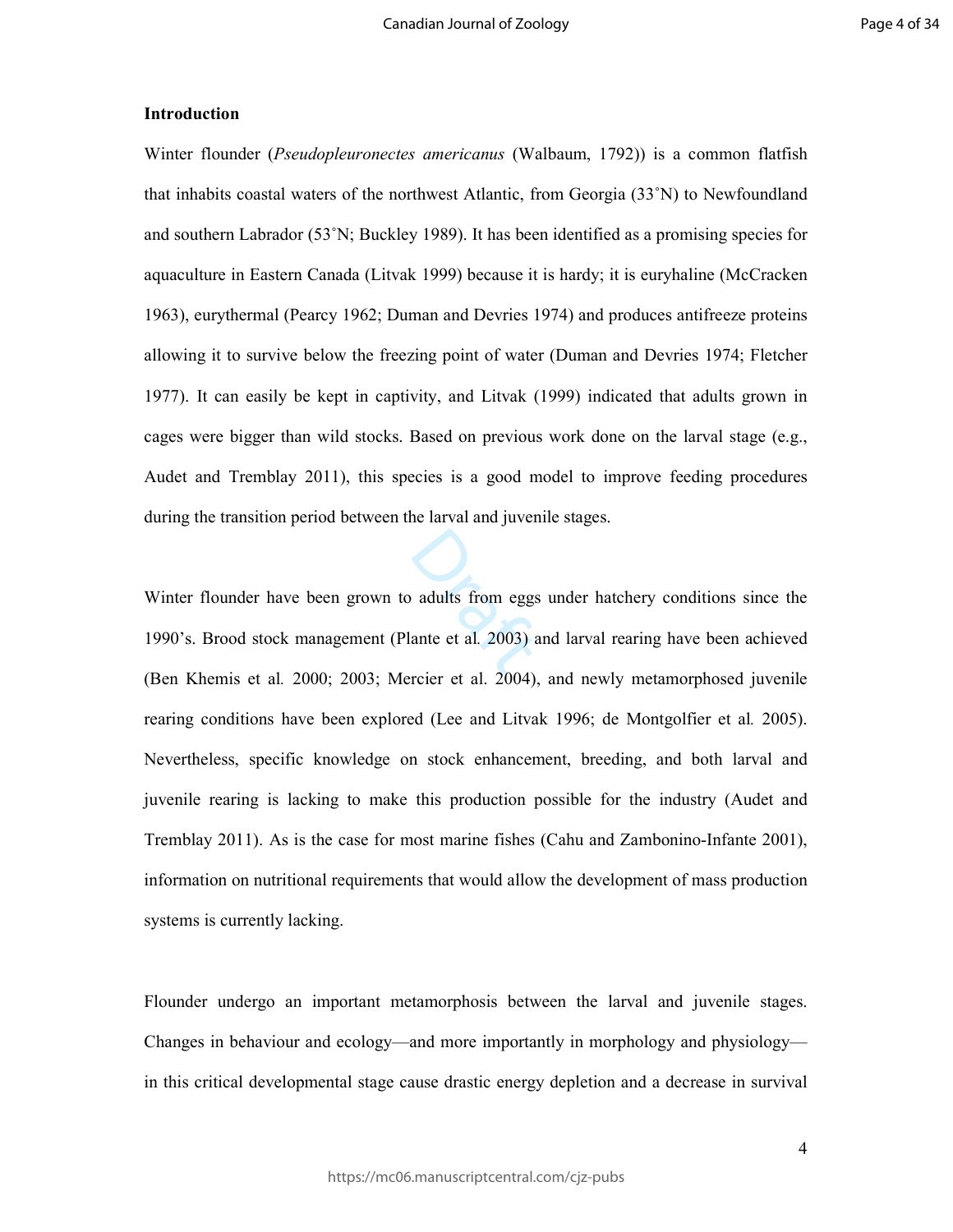**Introduction**

Winter flounder (*Pseudopleuronectes americanus* (Walbaum, 1792)) is a common flatfish that inhabits coastal waters of the northwest Atlantic, from Georgia (33˚N) to Newfoundland and southern Labrador (53˚N; Buckley 1989). It has been identified as a promising species for aquaculture in Eastern Canada (Litvak 1999) because it is hardy; it is euryhaline (McCracken 1963), eurythermal (Pearcy 1962; Duman and Devries 1974) and produces antifreeze proteins allowing it to survive below the freezing point of water (Duman and Devries 1974; Fletcher 1977). It can easily be kept in captivity, and Litvak (1999) indicated that adults grown in cages were bigger than wild stocks. Based on previous work done on the larval stage (e.g., Audet and Tremblay 2011), this species is a good model to improve feeding procedures during the transition period between the larval and juvenile stages.

Winter flounder have been grown to adults from eggs under hatchery conditions since the 1990's. Brood stock management (Plante et al. 2003) and larval rearing have been achieved (Ben Khemis et al*.* 2000; 2003; Mercier et al. 2004), and newly metamorphosed juvenile rearing conditions have been explored (Lee and Litvak 1996; de Montgolfier et al*.* 2005). Nevertheless, specific knowledge on stock enhancement, breeding, and both larval and juvenile rearing is lacking to make this production possible for the industry (Audet and Tremblay 2011). As is the case for most marine fishes (Cahu and Zambonino-Infante 2001), information on nutritional requirements that would allow the development of mass production systems is currently lacking.

Flounder undergo an important metamorphosis between the larval and juvenile stages. Changes in behaviour and ecology—and more importantly in morphology and physiology—in this critical developmental stage cause drastic energy depletion and a decrease in survival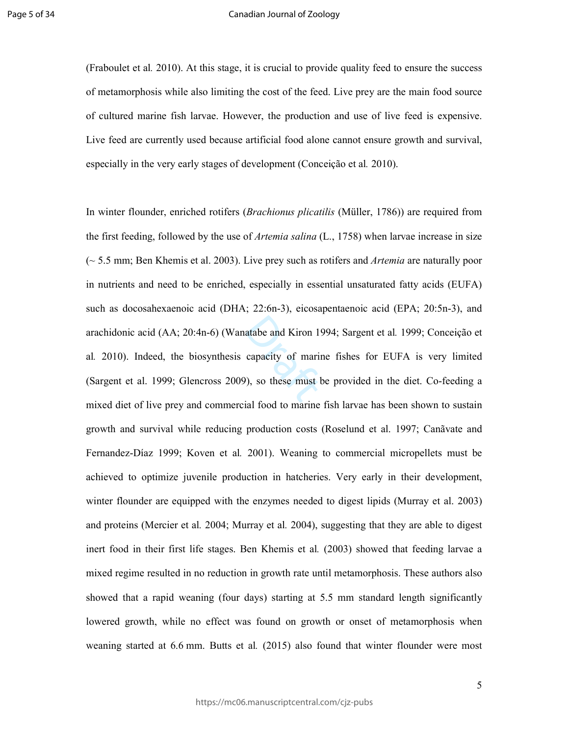(Fraboulet et al. 2010). At this stage, it is crucial to provide quality feed to ensure the success of metamorphosis while also limiting the cost of the feed. Live prey are the main food source of cultured marine fish larvae. However, the production and use of live feed is expensive. Live feed are currently used because artificial food alone cannot ensure growth and survival, especially in the very early stages of development (Conceição et al. 2010).

In winter flounder, enriched rotifers (*Brachionus plicatilis* (Müller, 1786)) are required from the first feeding, followed by the use of *Artemia salina* (L., 1758) when larvae increase in size (~ 5.5 mm; Ben Khemis et al. 2003). Live prey such as rotifers and *Artemia* are naturally poor in nutrients and need to be enriched, especially in essential unsaturated fatty acids (EUFA) such as docosahexaenoic acid (DHA; 22:6n-3), eicosapentaenoic acid (EPA; 20:5n-3), and arachidonic acid (AA; 20:4n-6) (Wanatabe and Kiron 1994; Sargent et al. 1999; Conceição et al. 2010). Indeed, the biosynthesis capacity of marine fishes for EUFA is very limited (Sargent et al. 1999; Glencross 2009), so these must be provided in the diet. Co-feeding a mixed diet of live prey and commercial food to marine fish larvae has been shown to sustain growth and survival while reducing production costs (Roselund et al. 1997; Canãvate and Fernandez-Díaz 1999; Koven et al. 2001). Weaning to commercial micropellets must be achieved to optimize juvenile production in hatcheries. Very early in their development, winter flounder are equipped with the enzymes needed to digest lipids (Murray et al. 2003) and proteins (Mercier et al. 2004; Murray et al. 2004), suggesting that they are able to digest inert food in their first life stages. Ben Khemis et al. (2003) showed that feeding larvae a mixed regime resulted in no reduction in growth rate until metamorphosis. These authors also showed that a rapid weaning (four days) starting at 5.5 mm standard length significantly lowered growth, while no effect was found on growth or onset of metamorphosis when weaning started at 6.6 mm. Butts et al. (2015) also found that winter flounder were most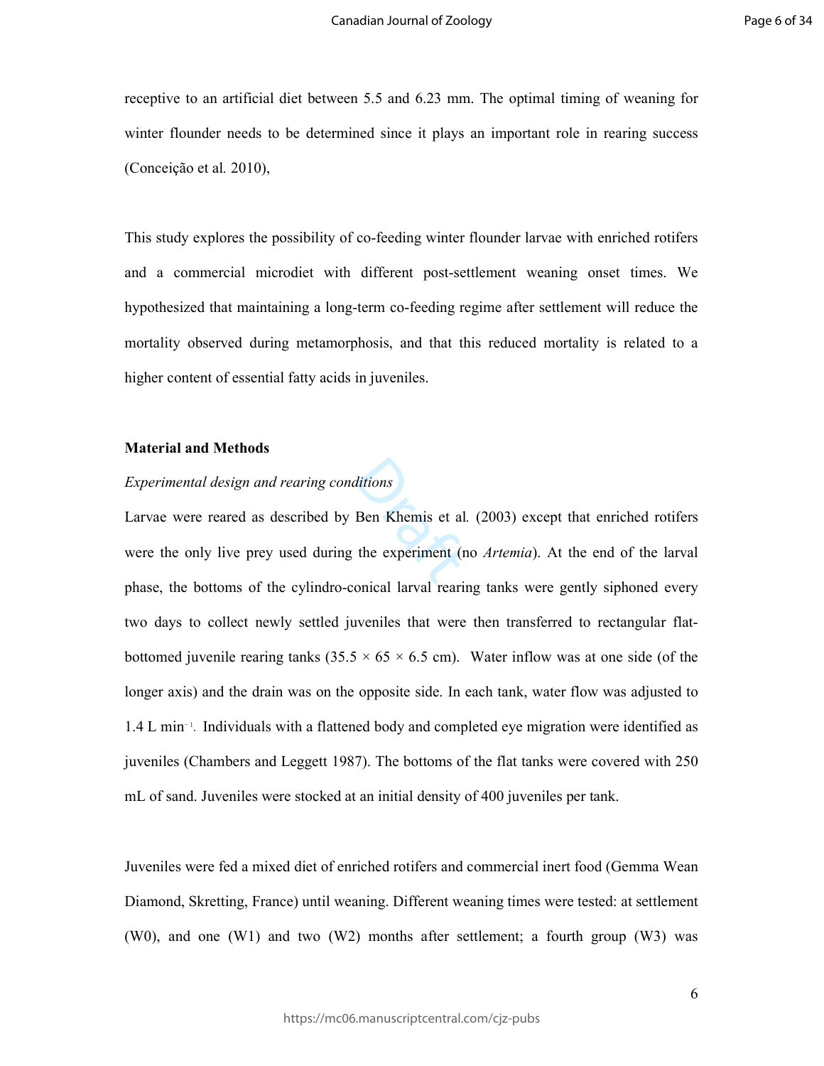receptive to an artificial diet between 5.5 and 6.23 mm. The optimal timing of weaning for winter flounder needs to be determined since it plays an important role in rearing success (Conceição et al. 2010),

This study explores the possibility of co-feeding winter flounder larvae with enriched rotifers and a commercial microdiet with different post-settlement weaning onset times. We hypothesized that maintaining a long-term co-feeding regime after settlement will reduce the mortality observed during metamorphosis, and that this reduced mortality is related to a higher content of essential fatty acids in juveniles.

## Material and Methods

### *Experimental design and rearing conditions*

Larvae were reared as described by Ben Khemis et al. (2003) except that enriched rotifers were the only live prey used during the experiment (no *Artemia*). At the end of the larval phase, the bottoms of the cylindro-conical larval rearing tanks were gently siphoned every two days to collect newly settled juveniles that were then transferred to rectangular flat-bottomed juvenile rearing tanks (35.5 × 65 × 6.5 cm). Water inflow was at one side (of the longer axis) and the drain was on the opposite side. In each tank, water flow was adjusted to 1.4 L $min^{-1}$. Individuals with a flattened body and completed eye migration were identified as juveniles (Chambers and Leggett 1987). The bottoms of the flat tanks were covered with 250 mL of sand. Juveniles were stocked at an initial density of 400 juveniles per tank.

Juveniles were fed a mixed diet of enriched rotifers and commercial inert food (Gemma Wean Diamond, Skretting, France) until weaning. Different weaning times were tested: at settlement (W0), and one (W1) and two (W2) months after settlement; a fourth group (W3) was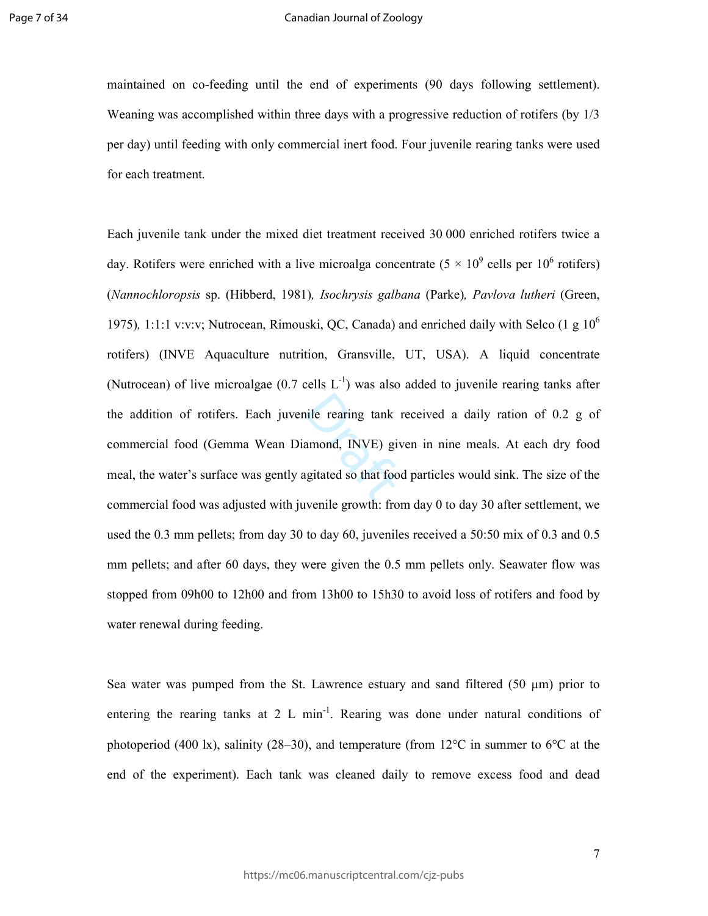maintained on co-feeding until the end of experiments (90 days following settlement). Weaning was accomplished within three days with a progressive reduction of rotifers (by 1/3 per day) until feeding with only commercial inert food. Four juvenile rearing tanks were used for each treatment.

Each juvenile tank under the mixed diet treatment received 30 000 enriched rotifers twice a day. Rotifers were enriched with a live microalga concentrate ($5 \times 10^9$ cells per $10^6$ rotifers) (*Nannochloropsis* sp. (Hibberd, 1981)*, Isochrysis galbana* (Parke)*, Pavlova lutheri* (Green, 1975)*,* 1:1:1 v:v:v; Nutrocean, Rimouski, QC, Canada) and enriched daily with Selco (1 g $10^6$ rotifers) (INVE Aquaculture nutrition, Gransville, UT, USA). A liquid concentrate (Nutrocean) of live microalgae (0.7 cells $L^{-1}$) was also added to juvenile rearing tanks after the addition of rotifers. Each juvenile rearing tank received a daily ration of 0.2 g of commercial food (Gemma Wean Diamond, INVE) given in nine meals. At each dry food meal, the water's surface was gently agitated so that food particles would sink. The size of the commercial food was adjusted with juvenile growth: from day 0 to day 30 after settlement, we used the 0.3 mm pellets; from day 30 to day 60, juveniles received a 50:50 mix of 0.3 and 0.5 mm pellets; and after 60 days, they were given the 0.5 mm pellets only. Seawater flow was stopped from 09h00 to 12h00 and from 13h00 to 15h30 to avoid loss of rotifers and food by water renewal during feeding.

Sea water was pumped from the St. Lawrence estuary and sand filtered (50 µm) prior to entering the rearing tanks at 2 L $min^{-1}$. Rearing was done under natural conditions of photoperiod (400 lx), salinity (28–30), and temperature (from 12°C in summer to 6°C at the end of the experiment). Each tank was cleaned daily to remove excess food and dead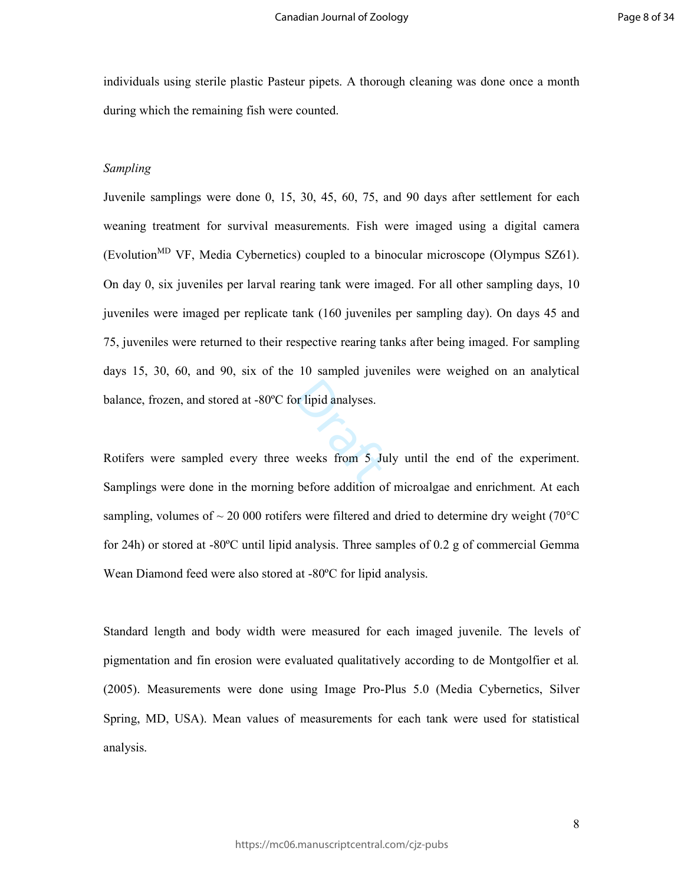individuals using sterile plastic Pasteur pipets. A thorough cleaning was done once a month during which the remaining fish were counted.

*Sampling*

Juvenile samplings were done 0, 15, 30, 45, 60, 75, and 90 days after settlement for each weaning treatment for survival measurements. Fish were imaged using a digital camera (Evolution[MD] VF, Media Cybernetics) coupled to a binocular microscope (Olympus SZ61). On day 0, six juveniles per larval rearing tank were imaged. For all other sampling days, 10 juveniles were imaged per replicate tank (160 juveniles per sampling day). On days 45 and 75, juveniles were returned to their respective rearing tanks after being imaged. For sampling days 15, 30, 60, and 90, six of the 10 sampled juveniles were weighed on an analytical balance, frozen, and stored at -80ºC for lipid analyses.

Rotifers were sampled every three weeks from 5 July until the end of the experiment. Samplings were done in the morning before addition of microalgae and enrichment. At each sampling, volumes of ~ 20 000 rotifers were filtered and dried to determine dry weight (70°C for 24h) or stored at -80ºC until lipid analysis. Three samples of 0.2 g of commercial Gemma Wean Diamond feed were also stored at -80ºC for lipid analysis.

Standard length and body width were measured for each imaged juvenile. The levels of pigmentation and fin erosion were evaluated qualitatively according to de Montgolfier et al. (2005). Measurements were done using Image Pro-Plus 5.0 (Media Cybernetics, Silver Spring, MD, USA). Mean values of measurements for each tank were used for statistical analysis.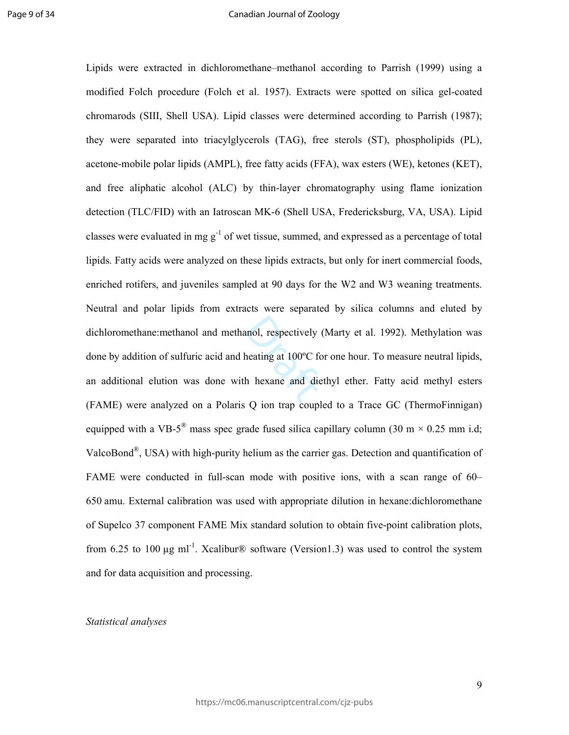Lipids were extracted in dichloromethane–methanol according to Parrish (1999) using a modified Folch procedure (Folch et al. 1957). Extracts were spotted on silica gel-coated chromarods (SIII, Shell USA). Lipid classes were determined according to Parrish (1987); they were separated into triacylglycerols (TAG), free sterols (ST), phospholipids (PL), acetone-mobile polar lipids (AMPL), free fatty acids (FFA), wax esters (WE), ketones (KET), and free aliphatic alcohol (ALC) by thin-layer chromatography using flame ionization detection (TLC/FID) with an Iatroscan MK-6 (Shell USA, Fredericksburg, VA, USA). Lipid classes were evaluated in mg $g^{-1}$ of wet tissue, summed, and expressed as a percentage of total lipids. Fatty acids were analyzed on these lipids extracts, but only for inert commercial foods, enriched rotifers, and juveniles sampled at 90 days for the W2 and W3 weaning treatments. Neutral and polar lipids from extracts were separated by silica columns and eluted by dichloromethane:methanol and methanol, respectively (Marty et al. 1992). Methylation was done by addition of sulfuric acid and heating at 100ºC for one hour. To measure neutral lipids, an additional elution was done with hexane and diethyl ether. Fatty acid methyl esters (FAME) were analyzed on a Polaris Q ion trap coupled to a Trace GC (ThermoFinnigan) equipped with a VB-5® mass spec grade fused silica capillary column (30 m × 0.25 mm i.d; ValcoBond®, USA) with high-purity helium as the carrier gas. Detection and quantification of FAME were conducted in full-scan mode with positive ions, with a scan range of 60–650 amu. External calibration was used with appropriate dilution in hexane:dichloromethane of Supelco 37 component FAME Mix standard solution to obtain five-point calibration plots, from 6.25 to 100 µg $ml^{-1}$. Xcalibur® software (Version1.3) was used to control the system and for data acquisition and processing.

*Statistical analyses*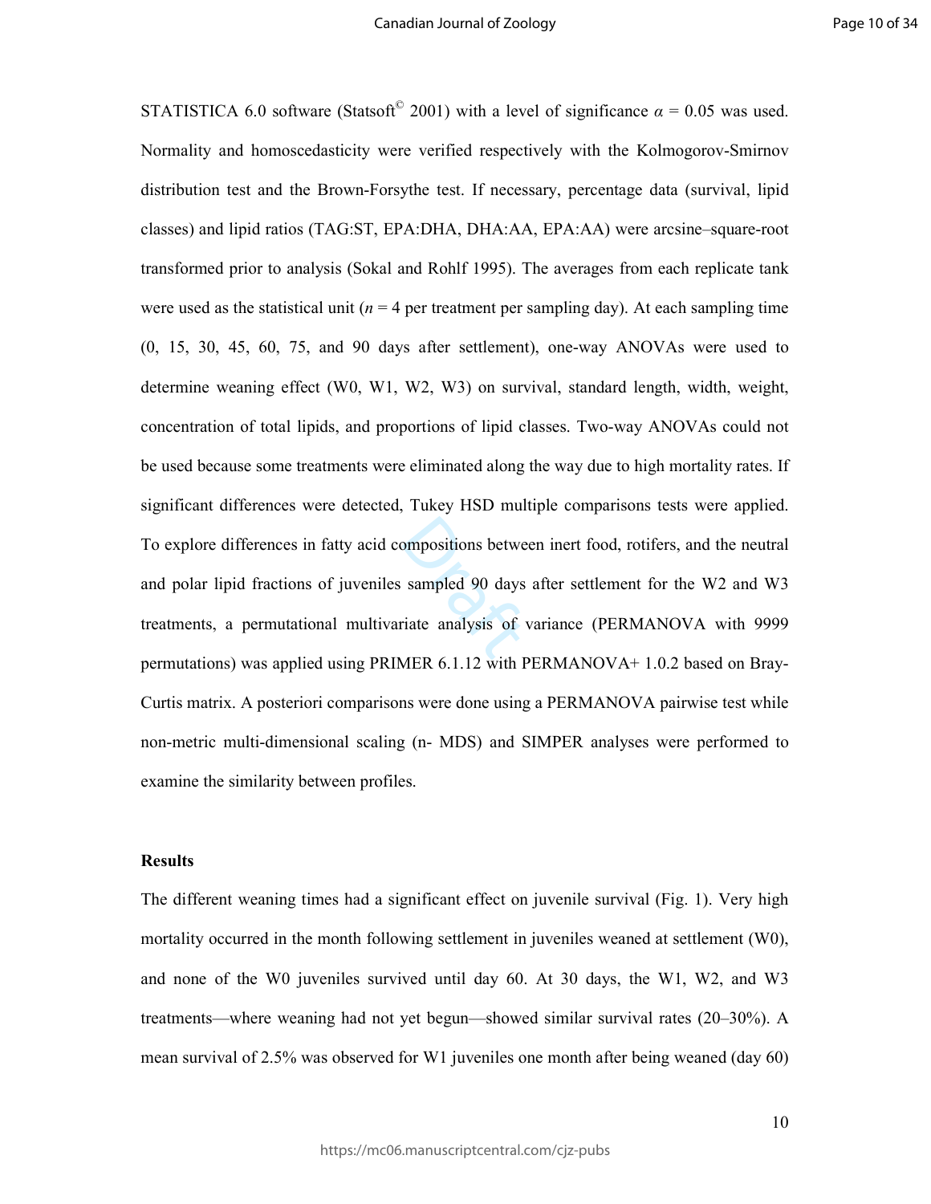STATISTICA 6.0 software (Statsoft© 2001) with a level of significance $\alpha = 0.05$ was used. Normality and homoscedasticity were verified respectively with the Kolmogorov-Smirnov distribution test and the Brown-Forsythe test. If necessary, percentage data (survival, lipid classes) and lipid ratios (TAG:ST, EPA:DHA, DHA:AA, EPA:AA) were arcsine–square-root transformed prior to analysis (Sokal and Rohlf 1995). The averages from each replicate tank were used as the statistical unit ($n = 4$ per treatment per sampling day). At each sampling time (0, 15, 30, 45, 60, 75, and 90 days after settlement), one-way ANOVAs were used to determine weaning effect (W0, W1, W2, W3) on survival, standard length, width, weight, concentration of total lipids, and proportions of lipid classes. Two-way ANOVAs could not be used because some treatments were eliminated along the way due to high mortality rates. If significant differences were detected, Tukey HSD multiple comparisons tests were applied. To explore differences in fatty acid compositions between inert food, rotifers, and the neutral and polar lipid fractions of juveniles sampled 90 days after settlement for the W2 and W3 treatments, a permutational multivariate analysis of variance (PERMANOVA with 9999 permutations) was applied using PRIMER 6.1.12 with PERMANOVA+ 1.0.2 based on Bray-Curtis matrix. A posteriori comparisons were done using a PERMANOVA pairwise test while non-metric multi-dimensional scaling (n- MDS) and SIMPER analyses were performed to examine the similarity between profiles.

## Results

The different weaning times had a significant effect on juvenile survival (Fig. 1). Very high mortality occurred in the month following settlement in juveniles weaned at settlement (W0), and none of the W0 juveniles survived until day 60. At 30 days, the W1, W2, and W3 treatments—where weaning had not yet begun—showed similar survival rates (20–30%). A mean survival of 2.5% was observed for W1 juveniles one month after being weaned (day 60)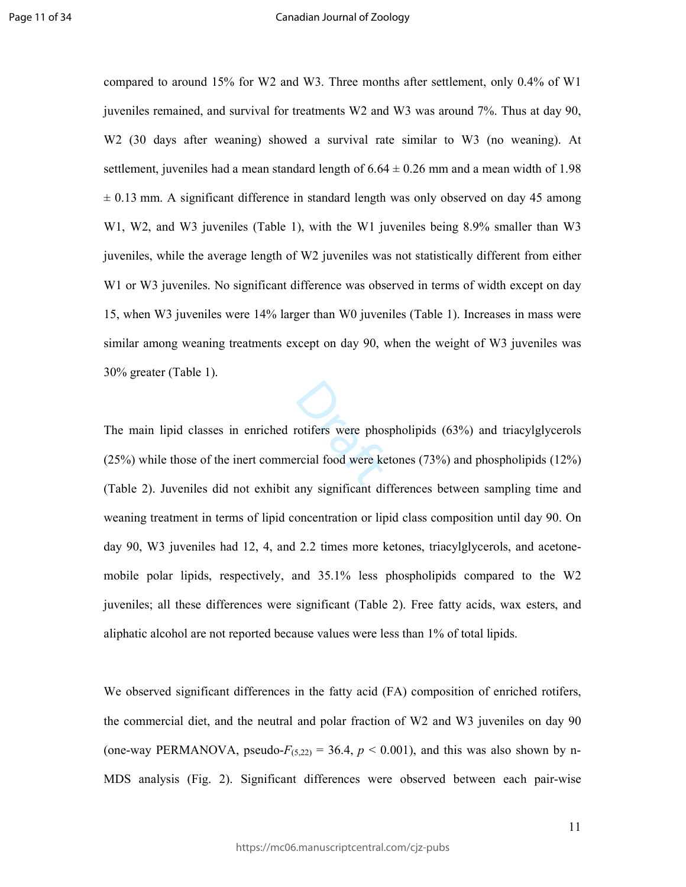compared to around 15% for W2 and W3. Three months after settlement, only 0.4% of W1 juveniles remained, and survival for treatments W2 and W3 was around 7%. Thus at day 90, W2 (30 days after weaning) showed a survival rate similar to W3 (no weaning). At settlement, juveniles had a mean standard length of 6.64 ± 0.26 mm and a mean width of 1.98 ± 0.13 mm. A significant difference in standard length was only observed on day 45 among W1, W2, and W3 juveniles (Table 1), with the W1 juveniles being 8.9% smaller than W3 juveniles, while the average length of W2 juveniles was not statistically different from either W1 or W3 juveniles. No significant difference was observed in terms of width except on day 15, when W3 juveniles were 14% larger than W0 juveniles (Table 1). Increases in mass were similar among weaning treatments except on day 90, when the weight of W3 juveniles was 30% greater (Table 1).

The main lipid classes in enriched rotifers were phospholipids (63%) and triacylglycerols (25%) while those of the inert commercial food were ketones (73%) and phospholipids (12%) (Table 2). Juveniles did not exhibit any significant differences between sampling time and weaning treatment in terms of lipid concentration or lipid class composition until day 90. On day 90, W3 juveniles had 12, 4, and 2.2 times more ketones, triacylglycerols, and acetone-mobile polar lipids, respectively, and 35.1% less phospholipids compared to the W2 juveniles; all these differences were significant (Table 2). Free fatty acids, wax esters, and aliphatic alcohol are not reported because values were less than 1% of total lipids.

We observed significant differences in the fatty acid (FA) composition of enriched rotifers, the commercial diet, and the neutral and polar fraction of W2 and W3 juveniles on day 90 (one-way PERMANOVA, pseudo-$F_{(5,22)}$ = 36.4, $p$ < 0.001), and this was also shown by n-MDS analysis (Fig. 2). Significant differences were observed between each pair-wise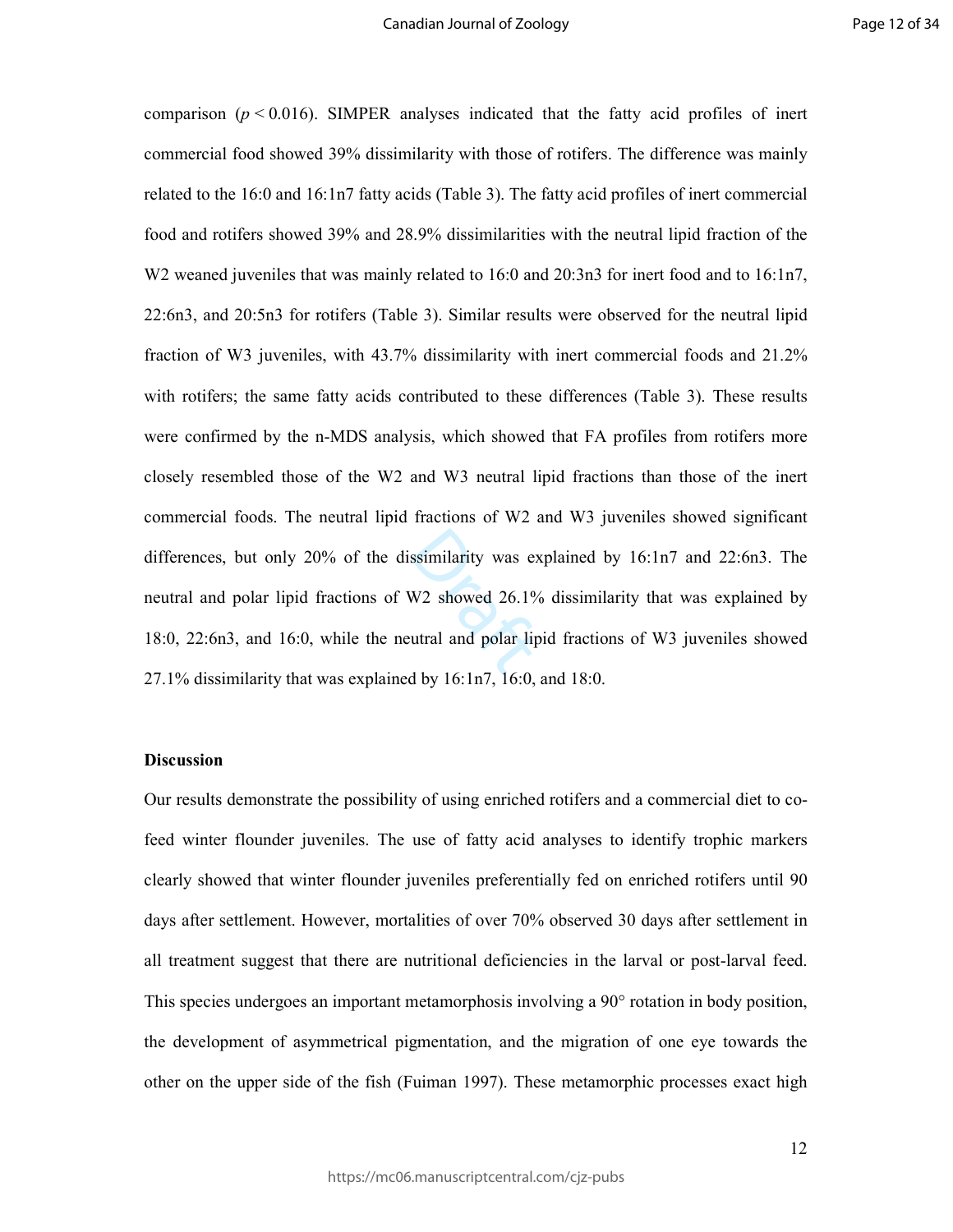comparison ($p < 0.016$). SIMPER analyses indicated that the fatty acid profiles of inert commercial food showed 39% dissimilarity with those of rotifers. The difference was mainly related to the 16:0 and 16:1n7 fatty acids (Table 3). The fatty acid profiles of inert commercial food and rotifers showed 39% and 28.9% dissimilarities with the neutral lipid fraction of the W2 weaned juveniles that was mainly related to 16:0 and 20:3n3 for inert food and to 16:1n7, 22:6n3, and 20:5n3 for rotifers (Table 3). Similar results were observed for the neutral lipid fraction of W3 juveniles, with 43.7% dissimilarity with inert commercial foods and 21.2% with rotifers; the same fatty acids contributed to these differences (Table 3). These results were confirmed by the n-MDS analysis, which showed that FA profiles from rotifers more closely resembled those of the W2 and W3 neutral lipid fractions than those of the inert commercial foods. The neutral lipid fractions of W2 and W3 juveniles showed significant differences, but only 20% of the dissimilarity was explained by 16:1n7 and 22:6n3. The neutral and polar lipid fractions of W2 showed 26.1% dissimilarity that was explained by 18:0, 22:6n3, and 16:0, while the neutral and polar lipid fractions of W3 juveniles showed 27.1% dissimilarity that was explained by 16:1n7, 16:0, and 18:0.

## Discussion

Our results demonstrate the possibility of using enriched rotifers and a commercial diet to co-feed winter flounder juveniles. The use of fatty acid analyses to identify trophic markers clearly showed that winter flounder juveniles preferentially fed on enriched rotifers until 90 days after settlement. However, mortalities of over 70% observed 30 days after settlement in all treatment suggest that there are nutritional deficiencies in the larval or post-larval feed. This species undergoes an important metamorphosis involving a 90° rotation in body position, the development of asymmetrical pigmentation, and the migration of one eye towards the other on the upper side of the fish (Fuiman 1997). These metamorphic processes exact high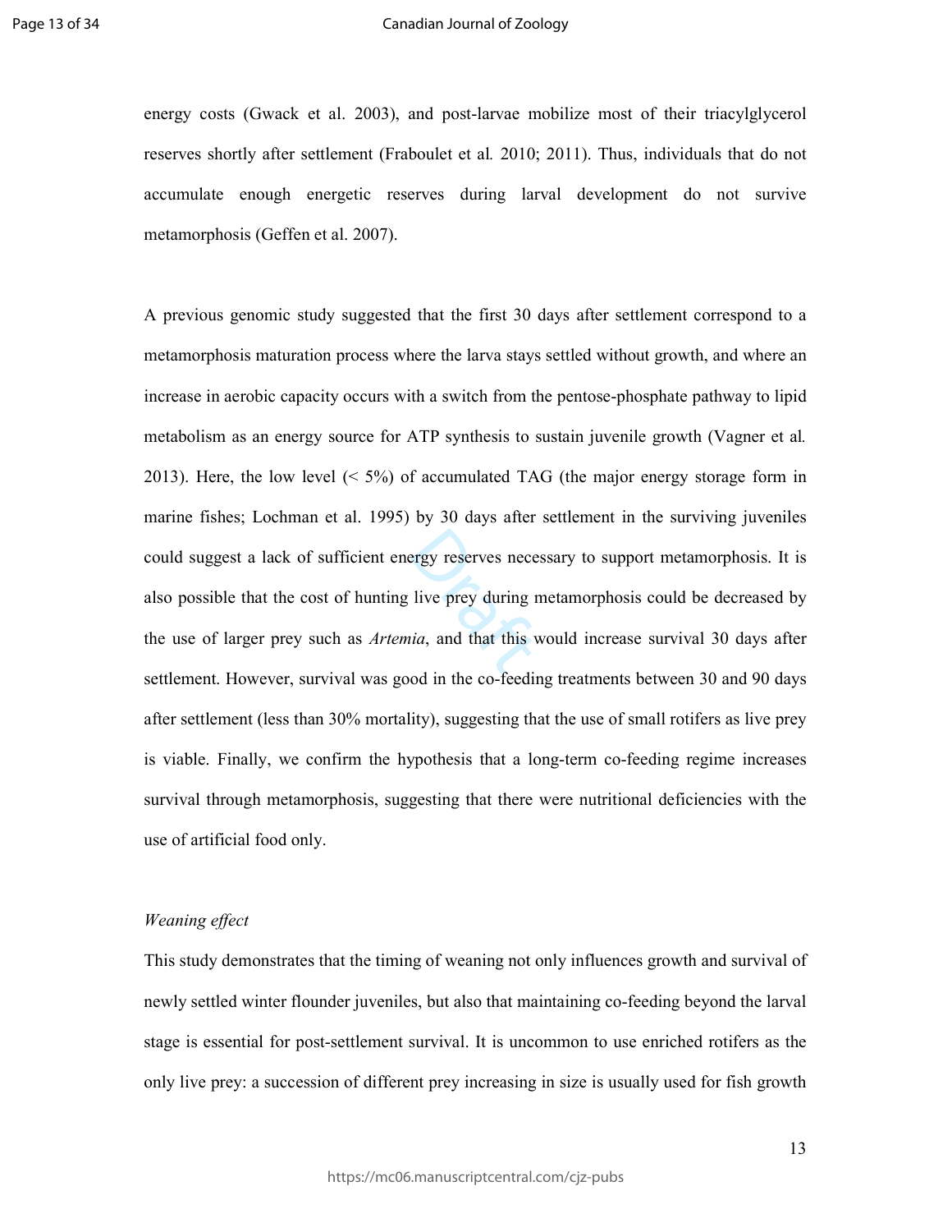energy costs (Gwack et al. 2003), and post-larvae mobilize most of their triacylglycerol reserves shortly after settlement (Fraboulet et al. 2010; 2011). Thus, individuals that do not accumulate enough energetic reserves during larval development do not survive metamorphosis (Geffen et al. 2007).

A previous genomic study suggested that the first 30 days after settlement correspond to a metamorphosis maturation process where the larva stays settled without growth, and where an increase in aerobic capacity occurs with a switch from the pentose-phosphate pathway to lipid metabolism as an energy source for ATP synthesis to sustain juvenile growth (Vagner et al. 2013). Here, the low level (< 5%) of accumulated TAG (the major energy storage form in marine fishes; Lochman et al. 1995) by 30 days after settlement in the surviving juveniles could suggest a lack of sufficient energy reserves necessary to support metamorphosis. It is also possible that the cost of hunting live prey during metamorphosis could be decreased by the use of larger prey such as *Artemia*, and that this would increase survival 30 days after settlement. However, survival was good in the co-feeding treatments between 30 and 90 days after settlement (less than 30% mortality), suggesting that the use of small rotifers as live prey is viable. Finally, we confirm the hypothesis that a long-term co-feeding regime increases survival through metamorphosis, suggesting that there were nutritional deficiencies with the use of artificial food only.

*Weaning effect*

This study demonstrates that the timing of weaning not only influences growth and survival of newly settled winter flounder juveniles, but also that maintaining co-feeding beyond the larval stage is essential for post-settlement survival. It is uncommon to use enriched rotifers as the only live prey: a succession of different prey increasing in size is usually used for fish growth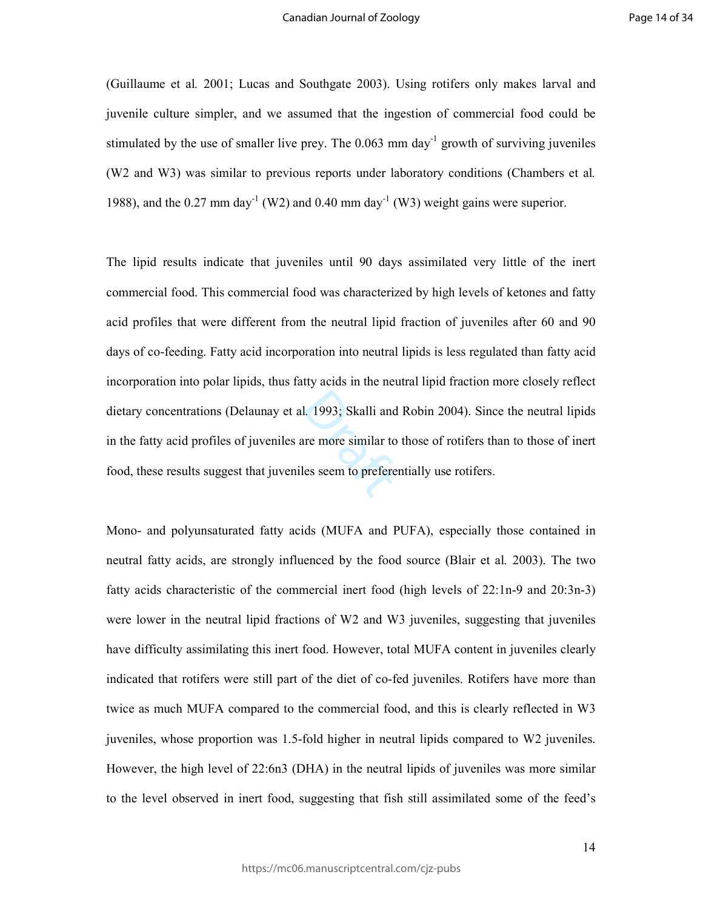(Guillaume et al*.* 2001; Lucas and Southgate 2003). Using rotifers only makes larval and juvenile culture simpler, and we assumed that the ingestion of commercial food could be stimulated by the use of smaller live prey. The 0.063 mm day$^{-1}$ growth of surviving juveniles (W2 and W3) was similar to previous reports under laboratory conditions (Chambers et al*.* 1988), and the 0.27 mm day$^{-1}$ (W2) and 0.40 mm day$^{-1}$ (W3) weight gains were superior.

The lipid results indicate that juveniles until 90 days assimilated very little of the inert commercial food. This commercial food was characterized by high levels of ketones and fatty acid profiles that were different from the neutral lipid fraction of juveniles after 60 and 90 days of co-feeding. Fatty acid incorporation into neutral lipids is less regulated than fatty acid incorporation into polar lipids, thus fatty acids in the neutral lipid fraction more closely reflect dietary concentrations (Delaunay et al. 1993; Skalli and Robin 2004). Since the neutral lipids in the fatty acid profiles of juveniles are more similar to those of rotifers than to those of inert food, these results suggest that juveniles seem to preferentially use rotifers.

Mono- and polyunsaturated fatty acids (MUFA and PUFA), especially those contained in neutral fatty acids, are strongly influenced by the food source (Blair et al*.* 2003). The two fatty acids characteristic of the commercial inert food (high levels of 22:1n-9 and 20:3n-3) were lower in the neutral lipid fractions of W2 and W3 juveniles, suggesting that juveniles have difficulty assimilating this inert food. However, total MUFA content in juveniles clearly indicated that rotifers were still part of the diet of co-fed juveniles. Rotifers have more than twice as much MUFA compared to the commercial food, and this is clearly reflected in W3 juveniles, whose proportion was 1.5-fold higher in neutral lipids compared to W2 juveniles. However, the high level of 22:6n3 (DHA) in the neutral lipids of juveniles was more similar to the level observed in inert food, suggesting that fish still assimilated some of the feed's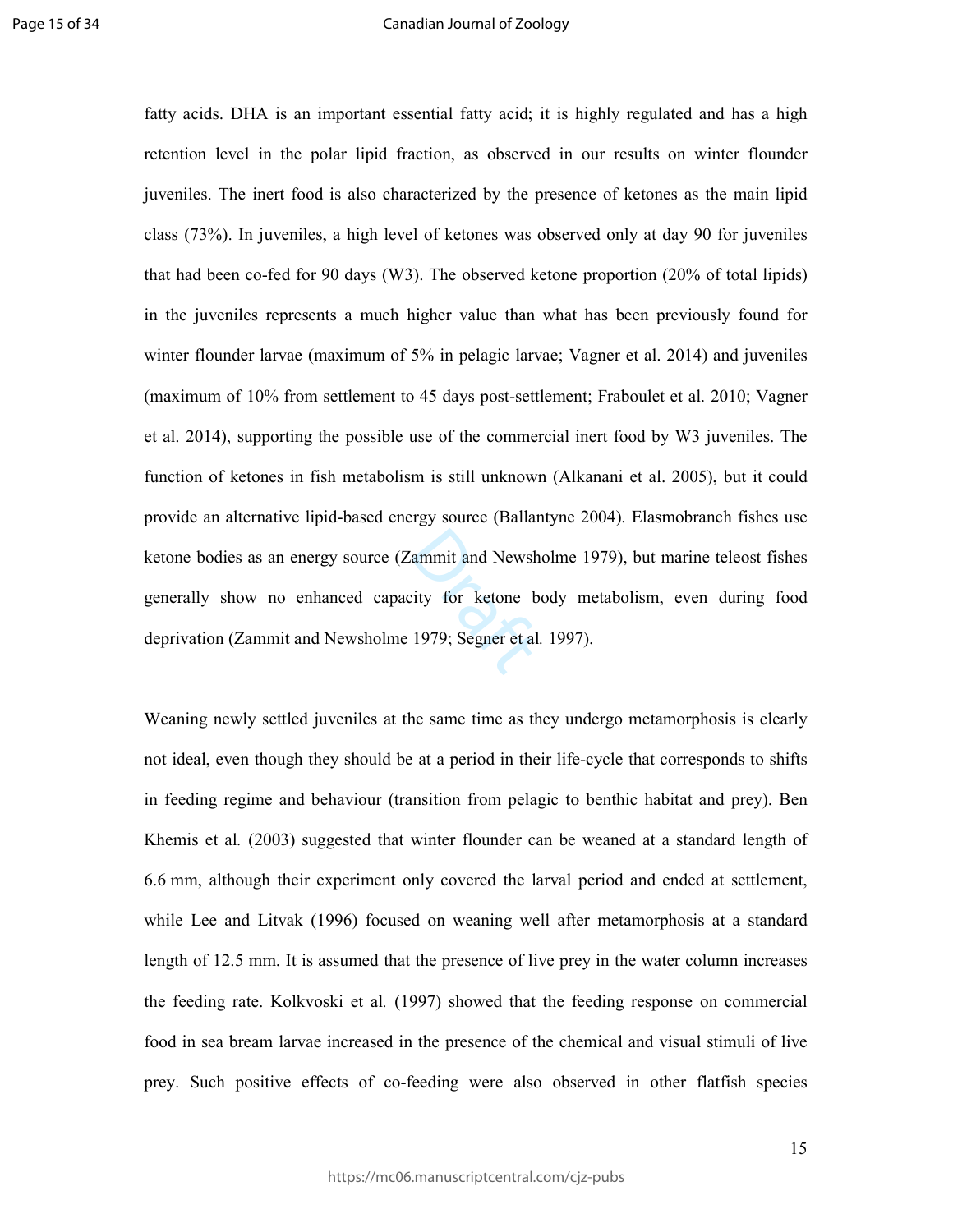fatty acids. DHA is an important essential fatty acid; it is highly regulated and has a high retention level in the polar lipid fraction, as observed in our results on winter flounder juveniles. The inert food is also characterized by the presence of ketones as the main lipid class (73%). In juveniles, a high level of ketones was observed only at day 90 for juveniles that had been co-fed for 90 days (W3). The observed ketone proportion (20% of total lipids) in the juveniles represents a much higher value than what has been previously found for winter flounder larvae (maximum of 5% in pelagic larvae; Vagner et al. 2014) and juveniles (maximum of 10% from settlement to 45 days post-settlement; Fraboulet et al. 2010; Vagner et al. 2014), supporting the possible use of the commercial inert food by W3 juveniles. The function of ketones in fish metabolism is still unknown (Alkanani et al. 2005), but it could provide an alternative lipid-based energy source (Ballantyne 2004). Elasmobranch fishes use ketone bodies as an energy source (Zammit and Newsholme 1979), but marine teleost fishes generally show no enhanced capacity for ketone body metabolism, even during food deprivation (Zammit and Newsholme 1979; Segner et al. 1997).

Weaning newly settled juveniles at the same time as they undergo metamorphosis is clearly not ideal, even though they should be at a period in their life-cycle that corresponds to shifts in feeding regime and behaviour (transition from pelagic to benthic habitat and prey). Ben Khemis et al. (2003) suggested that winter flounder can be weaned at a standard length of 6.6 mm, although their experiment only covered the larval period and ended at settlement, while Lee and Litvak (1996) focused on weaning well after metamorphosis at a standard length of 12.5 mm. It is assumed that the presence of live prey in the water column increases the feeding rate. Kolkvoski et al. (1997) showed that the feeding response on commercial food in sea bream larvae increased in the presence of the chemical and visual stimuli of live prey. Such positive effects of co-feeding were also observed in other flatfish species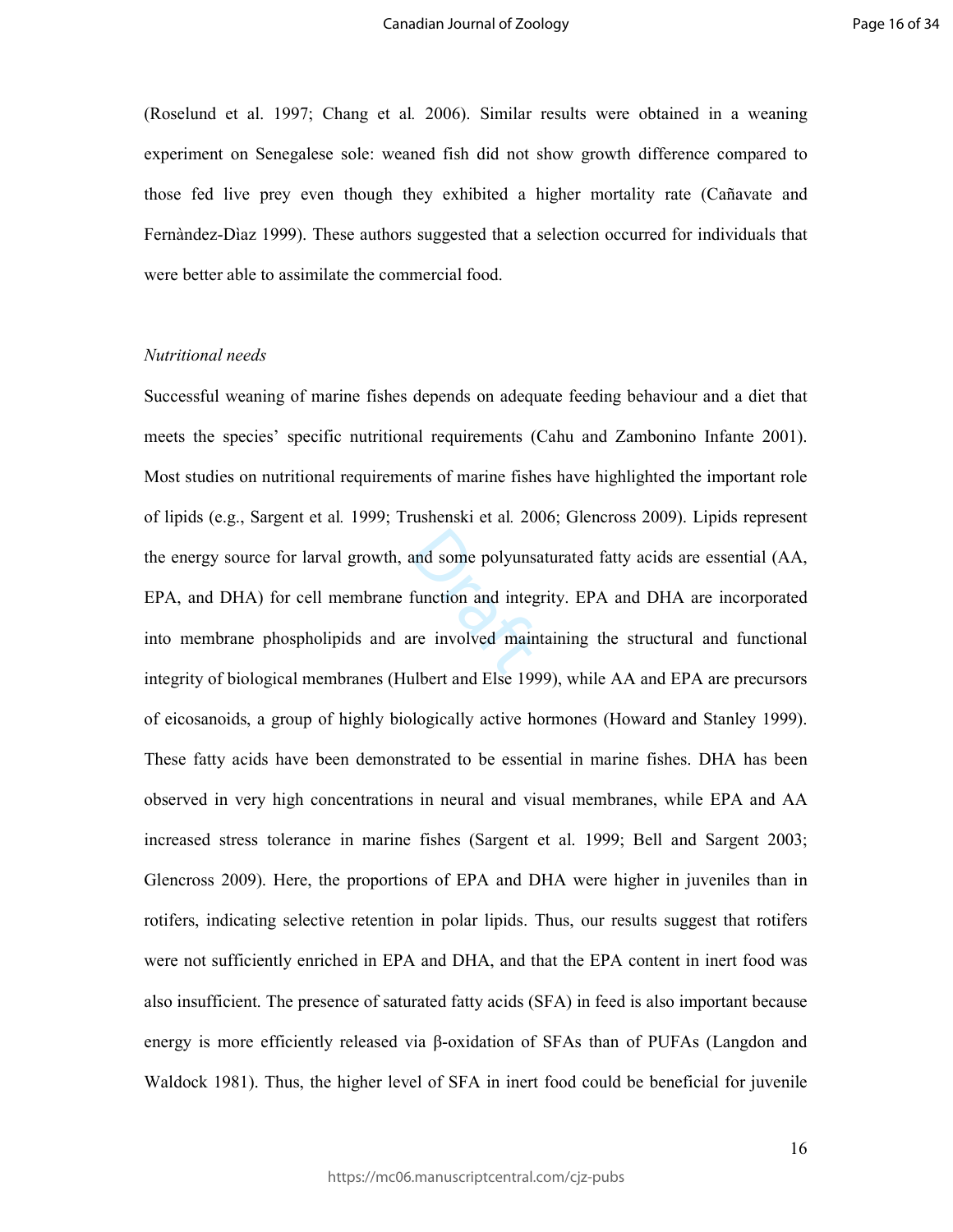(Roselund et al. 1997; Chang et al. 2006). Similar results were obtained in a weaning experiment on Senegalese sole: weaned fish did not show growth difference compared to those fed live prey even though they exhibited a higher mortality rate (Cañavate and Fernàndez-Dìaz 1999). These authors suggested that a selection occurred for individuals that were better able to assimilate the commercial food.

*Nutritional needs*

Successful weaning of marine fishes depends on adequate feeding behaviour and a diet that meets the species' specific nutritional requirements (Cahu and Zambonino Infante 2001). Most studies on nutritional requirements of marine fishes have highlighted the important role of lipids (e.g., Sargent et al*.* 1999; Trushenski et al*.* 2006; Glencross 2009). Lipids represent the energy source for larval growth, and some polyunsaturated fatty acids are essential (AA, EPA, and DHA) for cell membrane function and integrity. EPA and DHA are incorporated into membrane phospholipids and are involved maintaining the structural and functional integrity of biological membranes (Hulbert and Else 1999), while AA and EPA are precursors of eicosanoids, a group of highly biologically active hormones (Howard and Stanley 1999). These fatty acids have been demonstrated to be essential in marine fishes. DHA has been observed in very high concentrations in neural and visual membranes, while EPA and AA increased stress tolerance in marine fishes (Sargent et al. 1999; Bell and Sargent 2003; Glencross 2009). Here, the proportions of EPA and DHA were higher in juveniles than in rotifers, indicating selective retention in polar lipids. Thus, our results suggest that rotifers were not sufficiently enriched in EPA and DHA, and that the EPA content in inert food was also insufficient. The presence of saturated fatty acids (SFA) in feed is also important because energy is more efficiently released via β-oxidation of SFAs than of PUFAs (Langdon and Waldock 1981). Thus, the higher level of SFA in inert food could be beneficial for juvenile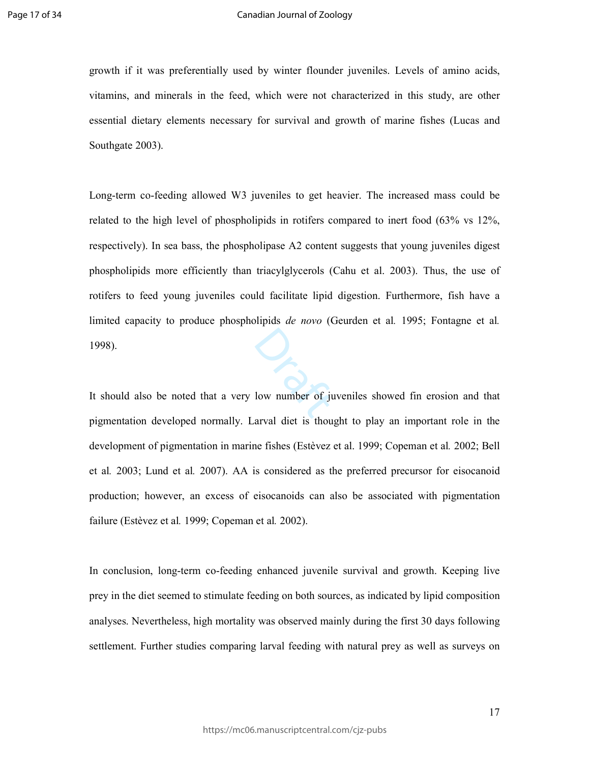growth if it was preferentially used by winter flounder juveniles. Levels of amino acids, vitamins, and minerals in the feed, which were not characterized in this study, are other essential dietary elements necessary for survival and growth of marine fishes (Lucas and Southgate 2003).

Long-term co-feeding allowed W3 juveniles to get heavier. The increased mass could be related to the high level of phospholipids in rotifers compared to inert food (63% vs 12%, respectively). In sea bass, the phospholipase A2 content suggests that young juveniles digest phospholipids more efficiently than triacylglycerols (Cahu et al. 2003). Thus, the use of rotifers to feed young juveniles could facilitate lipid digestion. Furthermore, fish have a limited capacity to produce phospholipids *de novo* (Geurden et al. 1995; Fontagne et al. 1998).

It should also be noted that a very low number of juveniles showed fin erosion and that pigmentation developed normally. Larval diet is thought to play an important role in the development of pigmentation in marine fishes (Estèvez et al. 1999; Copeman et al. 2002; Bell et al. 2003; Lund et al. 2007). AA is considered as the preferred precursor for eisocanoid production; however, an excess of eisocanoids can also be associated with pigmentation failure (Estèvez et al. 1999; Copeman et al. 2002).

In conclusion, long-term co-feeding enhanced juvenile survival and growth. Keeping live prey in the diet seemed to stimulate feeding on both sources, as indicated by lipid composition analyses. Nevertheless, high mortality was observed mainly during the first 30 days following settlement. Further studies comparing larval feeding with natural prey as well as surveys on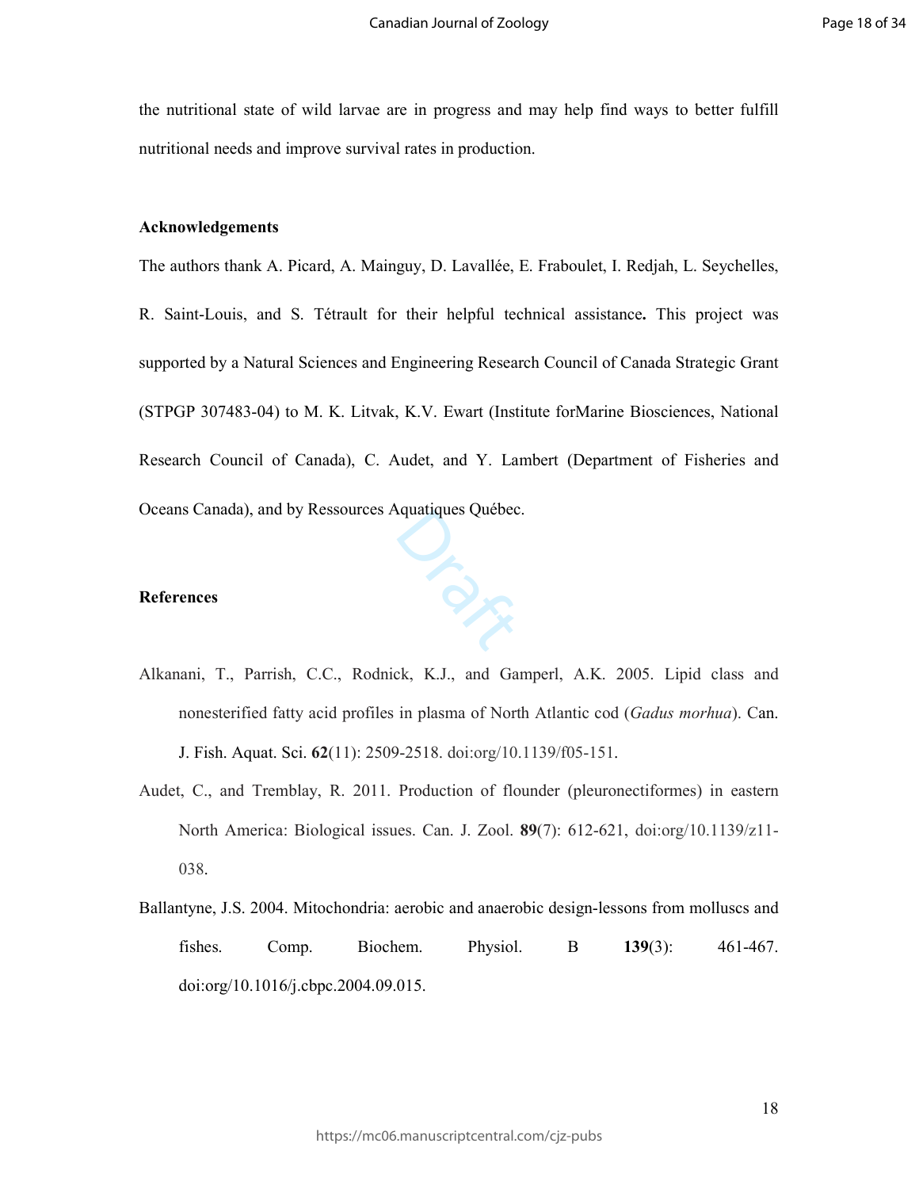the nutritional state of wild larvae are in progress and may help find ways to better fulfill nutritional needs and improve survival rates in production.

## Acknowledgements

The authors thank A. Picard, A. Mainguy, D. Lavallée, E. Fraboulet, I. Redjah, L. Seychelles, R. Saint-Louis, and S. Tétrault for their helpful technical assistance**.** This project was supported by a Natural Sciences and Engineering Research Council of Canada Strategic Grant (STPGP 307483-04) to M. K. Litvak, K.V. Ewart (Institute forMarine Biosciences, National Research Council of Canada), C. Audet, and Y. Lambert (Department of Fisheries and Oceans Canada), and by Ressources Aquatiques Québec.

## References

Alkanani, T., Parrish, C.C., Rodnick, K.J., and Gamperl, A.K. 2005. Lipid class and nonesterified fatty acid profiles in plasma of North Atlantic cod (*Gadus morhua*). Can. J. Fish. Aquat. Sci. **62**(11): 2509-2518. doi:org/10.1139/f05-151.

Audet, C., and Tremblay, R. 2011. Production of flounder (pleuronectiformes) in eastern North America: Biological issues. Can. J. Zool. **89**(7): 612-621, doi:org/10.1139/z11-038.

Ballantyne, J.S. 2004. Mitochondria: aerobic and anaerobic design-lessons from molluscs and fishes. Comp. Biochem. Physiol. B **139**(3): 461-467. doi:org/10.1016/j.cbpc.2004.09.015.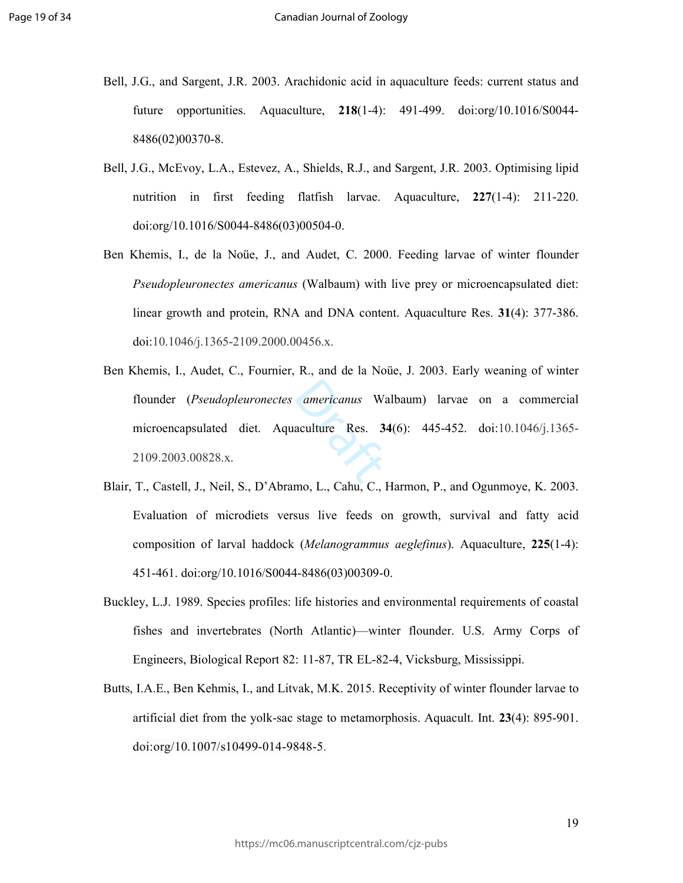Bell, J.G., and Sargent, J.R. 2003. Arachidonic acid in aquaculture feeds: current status and future opportunities. Aquaculture, **218**(1-4): 491-499. doi:org/10.1016/S0044-8486(02)00370-8.

Bell, J.G., McEvoy, L.A., Estevez, A., Shields, R.J., and Sargent, J.R. 2003. Optimising lipid nutrition in first feeding flatfish larvae. Aquaculture, **227**(1-4): 211-220. doi:org/10.1016/S0044-8486(03)00504-0.

Ben Khemis, I., de la Noüe, J., and Audet, C. 2000. Feeding larvae of winter flounder *Pseudopleuronectes americanus* (Walbaum) with live prey or microencapsulated diet: linear growth and protein, RNA and DNA content. Aquaculture Res. **31**(4): 377-386. doi:10.1046/j.1365-2109.2000.00456.x.

Ben Khemis, I., Audet, C., Fournier, R., and de la Noüe, J. 2003. Early weaning of winter flounder (*Pseudopleuronectes americanus* Walbaum) larvae on a commercial microencapsulated diet. Aquaculture Res. **34**(6): 445-452. doi:10.1046/j.1365-2109.2003.00828.x.

Blair, T., Castell, J., Neil, S., D'Abramo, L., Cahu, C., Harmon, P., and Ogunmoye, K. 2003. Evaluation of microdiets versus live feeds on growth, survival and fatty acid composition of larval haddock (*Melanogrammus aeglefinus*). Aquaculture, **225**(1-4): 451-461. doi:org/10.1016/S0044-8486(03)00309-0.

Buckley, L.J. 1989. Species profiles: life histories and environmental requirements of coastal fishes and invertebrates (North Atlantic)—winter flounder. U.S. Army Corps of Engineers, Biological Report 82: 11-87, TR EL-82-4, Vicksburg, Mississippi.

Butts, I.A.E., Ben Kehmis, I., and Litvak, M.K. 2015. Receptivity of winter flounder larvae to artificial diet from the yolk-sac stage to metamorphosis. Aquacult. Int. **23**(4): 895-901. doi:org/10.1007/s10499-014-9848-5.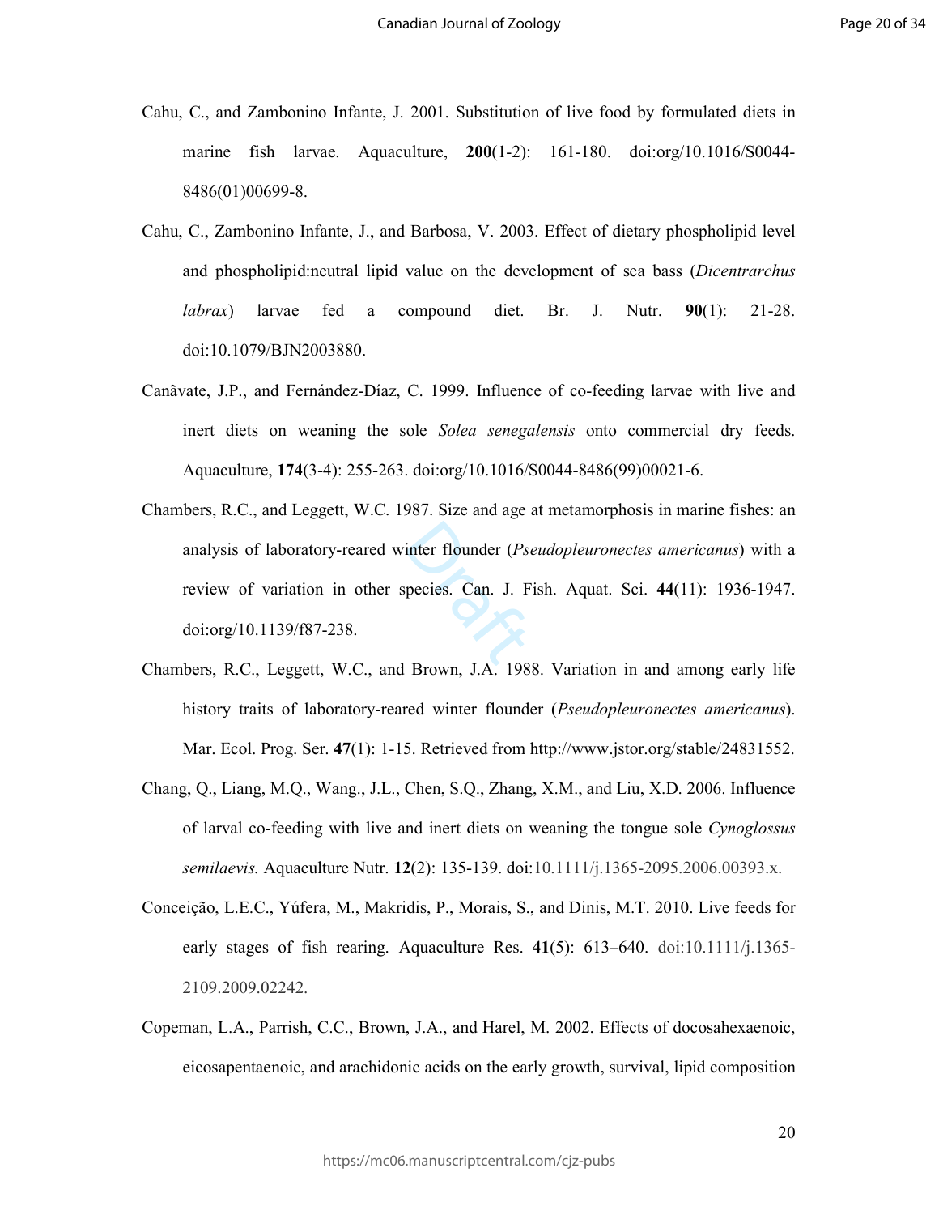Cahu, C., and Zambonino Infante, J. 2001. Substitution of live food by formulated diets in marine fish larvae. Aquaculture, **200**(1-2): 161-180. doi:org/10.1016/S0044-8486(01)00699-8.

Cahu, C., Zambonino Infante, J., and Barbosa, V. 2003. Effect of dietary phospholipid level and phospholipid:neutral lipid value on the development of sea bass (*Dicentrarchus labrax*) larvae fed a compound diet. Br. J. Nutr. **90**(1): 21-28. doi:10.1079/BJN2003880.

Canãvate, J.P., and Fernández-Díaz, C. 1999. Influence of co-feeding larvae with live and inert diets on weaning the sole *Solea senegalensis* onto commercial dry feeds. Aquaculture, **174**(3-4): 255-263. doi:org/10.1016/S0044-8486(99)00021-6.

Chambers, R.C., and Leggett, W.C. 1987. Size and age at metamorphosis in marine fishes: an analysis of laboratory-reared winter flounder (*Pseudopleuronectes americanus*) with a review of variation in other species. Can. J. Fish. Aquat. Sci. **44**(11): 1936-1947. doi:org/10.1139/f87-238.

Chambers, R.C., Leggett, W.C., and Brown, J.A. 1988. Variation in and among early life history traits of laboratory-reared winter flounder (*Pseudopleuronectes americanus*). Mar. Ecol. Prog. Ser. **47**(1): 1-15. Retrieved from http://www.jstor.org/stable/24831552.

Chang, Q., Liang, M.Q., Wang., J.L., Chen, S.Q., Zhang, X.M., and Liu, X.D. 2006. Influence of larval co-feeding with live and inert diets on weaning the tongue sole *Cynoglossus semilaevis.* Aquaculture Nutr. **12**(2): 135-139. doi:10.1111/j.1365-2095.2006.00393.x.

Conceição, L.E.C., Yúfera, M., Makridis, P., Morais, S., and Dinis, M.T. 2010. Live feeds for early stages of fish rearing. Aquaculture Res. **41**(5): 613–640. doi:10.1111/j.1365-2109.2009.02242.

Copeman, L.A., Parrish, C.C., Brown, J.A., and Harel, M. 2002. Effects of docosahexaenoic, eicosapentaenoic, and arachidonic acids on the early growth, survival, lipid composition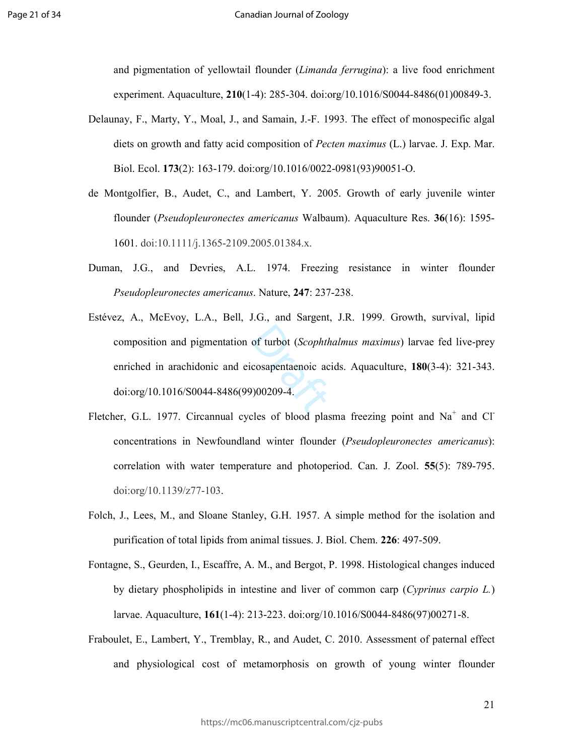and pigmentation of yellowtail flounder (*Limanda ferrugina*): a live food enrichment experiment. Aquaculture, **210**(1-4): 285-304. doi:org/10.1016/S0044-8486(01)00849-3.

Delaunay, F., Marty, Y., Moal, J., and Samain, J.-F. 1993. The effect of monospecific algal diets on growth and fatty acid composition of *Pecten maximus* (L.) larvae. J. Exp. Mar. Biol. Ecol. **173**(2): 163-179. doi:org/10.1016/0022-0981(93)90051-O.

de Montgolfier, B., Audet, C., and Lambert, Y. 2005. Growth of early juvenile winter flounder (*Pseudopleuronectes americanus* Walbaum). Aquaculture Res. **36**(16): 1595-1601. doi:10.1111/j.1365-2109.2005.01384.x.

Duman, J.G., and Devries, A.L. 1974. Freezing resistance in winter flounder *Pseudopleuronectes americanus*. Nature, **247**: 237-238.

Estévez, A., McEvoy, L.A., Bell, J.G., and Sargent, J.R. 1999. Growth, survival, lipid composition and pigmentation of turbot (*Scophthalmus maximus*) larvae fed live-prey enriched in arachidonic and eicosapentaenoic acids. Aquaculture, **180**(3-4): 321-343. doi:org/10.1016/S0044-8486(99)00209-4.

Fletcher, G.L. 1977. Circannual cycles of blood plasma freezing point and $Na^+$ and $Cl^-$ concentrations in Newfoundland winter flounder (*Pseudopleuronectes americanus*): correlation with water temperature and photoperiod. Can. J. Zool. **55**(5): 789-795. doi:org/10.1139/z77-103.

Folch, J., Lees, M., and Sloane Stanley, G.H. 1957. A simple method for the isolation and purification of total lipids from animal tissues. J. Biol. Chem. **226**: 497-509.

Fontagne, S., Geurden, I., Escaffre, A. M., and Bergot, P. 1998. Histological changes induced by dietary phospholipids in intestine and liver of common carp (*Cyprinus carpio L.*) larvae. Aquaculture, **161**(1-4): 213-223. doi:org/10.1016/S0044-8486(97)00271-8.

Fraboulet, E., Lambert, Y., Tremblay, R., and Audet, C. 2010. Assessment of paternal effect and physiological cost of metamorphosis on growth of young winter flounder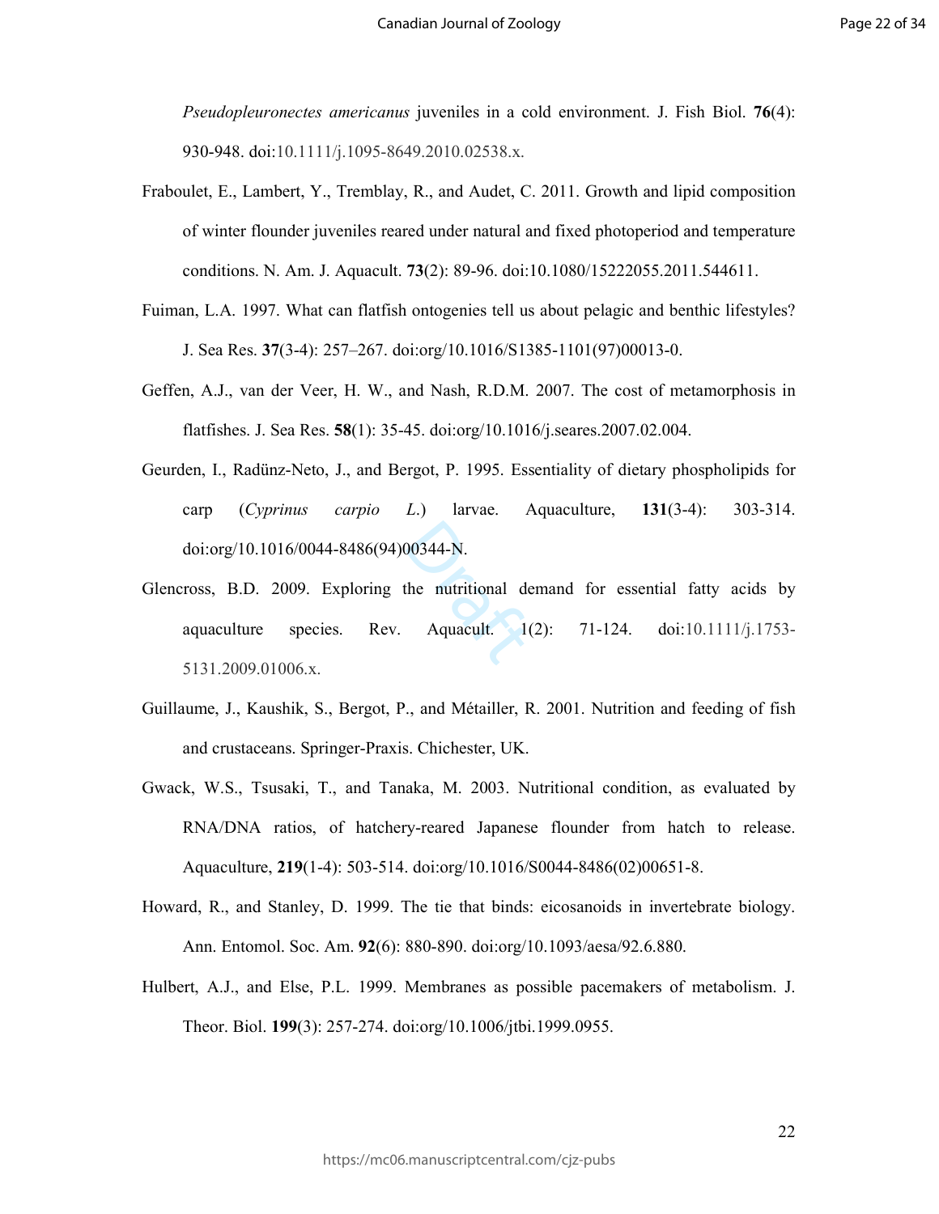*Pseudopleuronectes americanus* juveniles in a cold environment. J. Fish Biol. **76**(4): 930-948. doi:10.1111/j.1095-8649.2010.02538.x.

Fraboulet, E., Lambert, Y., Tremblay, R., and Audet, C. 2011. Growth and lipid composition of winter flounder juveniles reared under natural and fixed photoperiod and temperature conditions. N. Am. J. Aquacult. **73**(2): 89-96. doi:10.1080/15222055.2011.544611.

Fuiman, L.A. 1997. What can flatfish ontogenies tell us about pelagic and benthic lifestyles? J. Sea Res. **37**(3-4): 257–267. doi:org/10.1016/S1385-1101(97)00013-0.

Geffen, A.J., van der Veer, H. W., and Nash, R.D.M. 2007. The cost of metamorphosis in flatfishes. J. Sea Res. **58**(1): 35-45. doi:org/10.1016/j.seares.2007.02.004.

Geurden, I., Radünz-Neto, J., and Bergot, P. 1995. Essentiality of dietary phospholipids for carp (*Cyprinus carpio L.*) larvae. Aquaculture, **131**(3-4): 303-314. doi:org/10.1016/0044-8486(94)00344-N.

Glencross, B.D. 2009. Exploring the nutritional demand for essential fatty acids by aquaculture species. Rev. Aquacult. 1(2): 71-124. doi:10.1111/j.1753-5131.2009.01006.x.

Guillaume, J., Kaushik, S., Bergot, P., and Métailler, R. 2001. Nutrition and feeding of fish and crustaceans. Springer-Praxis. Chichester, UK.

Gwack, W.S., Tsusaki, T., and Tanaka, M. 2003. Nutritional condition, as evaluated by RNA/DNA ratios, of hatchery-reared Japanese flounder from hatch to release. Aquaculture, **219**(1-4): 503-514. doi:org/10.1016/S0044-8486(02)00651-8.

Howard, R., and Stanley, D. 1999. The tie that binds: eicosanoids in invertebrate biology. Ann. Entomol. Soc. Am. **92**(6): 880-890. doi:org/10.1093/aesa/92.6.880.

Hulbert, A.J., and Else, P.L. 1999. Membranes as possible pacemakers of metabolism. J. Theor. Biol. **199**(3): 257-274. doi:org/10.1006/jtbi.1999.0955.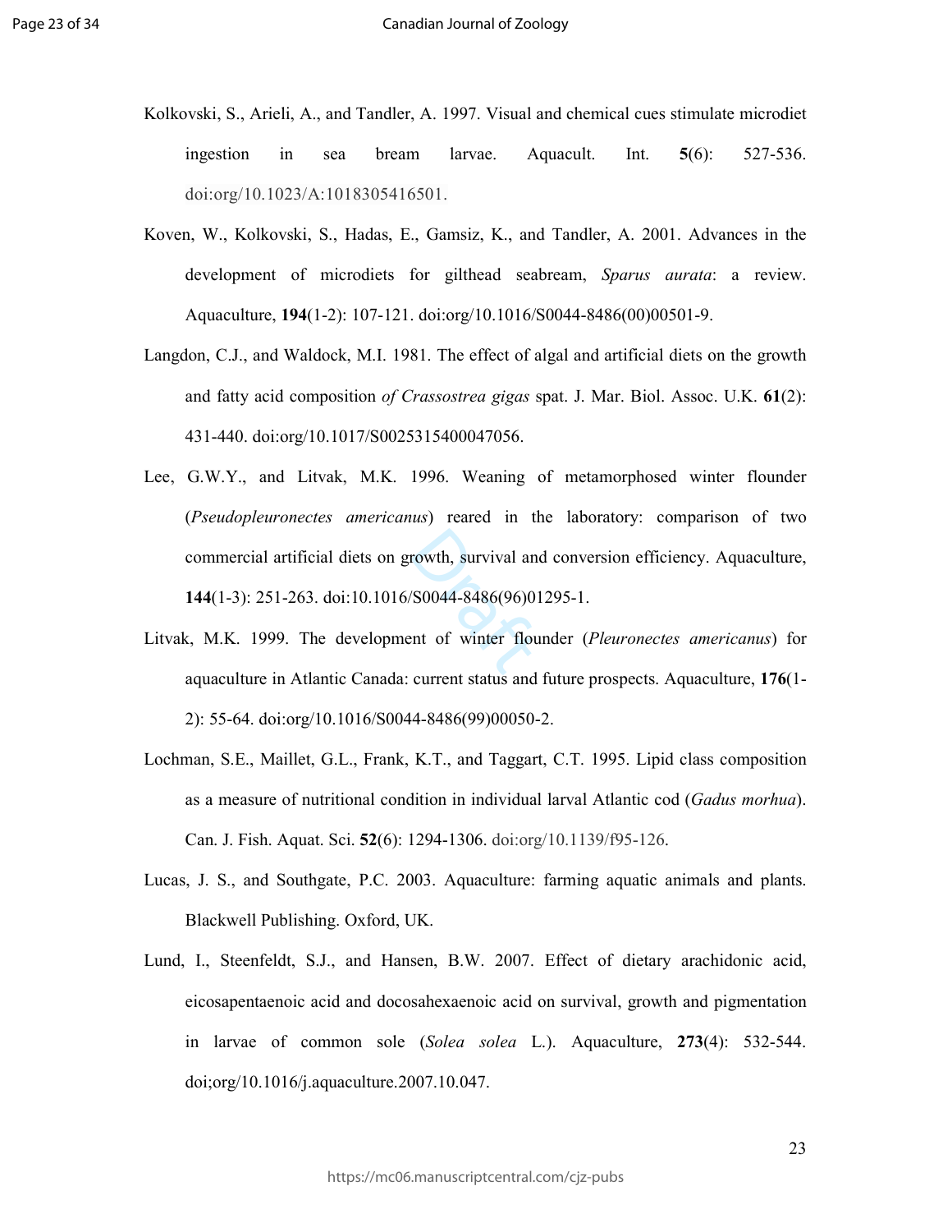Kolkovski, S., Arieli, A., and Tandler, A. 1997. Visual and chemical cues stimulate microdiet ingestion in sea bream larvae. Aquacult. Int. **5**(6): 527-536. doi:org/10.1023/A:1018305416501.

Koven, W., Kolkovski, S., Hadas, E., Gamsiz, K., and Tandler, A. 2001. Advances in the development of microdiets for gilthead seabream, *Sparus aurata*: a review. Aquaculture, **194**(1-2): 107-121. doi:org/10.1016/S0044-8486(00)00501-9.

Langdon, C.J., and Waldock, M.I. 1981. The effect of algal and artificial diets on the growth and fatty acid composition *of Crassostrea gigas* spat. J. Mar. Biol. Assoc. U.K. **61**(2): 431-440. doi:org/10.1017/S0025315400047056.

Lee, G.W.Y., and Litvak, M.K. 1996. Weaning of metamorphosed winter flounder (*Pseudopleuronectes americanus*) reared in the laboratory: comparison of two commercial artificial diets on growth, survival and conversion efficiency. Aquaculture, **144**(1-3): 251-263. doi:10.1016/S0044-8486(96)01295-1.

Litvak, M.K. 1999. The development of winter flounder (*Pleuronectes americanus*) for aquaculture in Atlantic Canada: current status and future prospects. Aquaculture, **176**(1-2): 55-64. doi:org/10.1016/S0044-8486(99)00050-2.

Lochman, S.E., Maillet, G.L., Frank, K.T., and Taggart, C.T. 1995. Lipid class composition as a measure of nutritional condition in individual larval Atlantic cod (*Gadus morhua*). Can. J. Fish. Aquat. Sci. **52**(6): 1294-1306. doi:org/10.1139/f95-126.

Lucas, J. S., and Southgate, P.C. 2003. Aquaculture: farming aquatic animals and plants. Blackwell Publishing. Oxford, UK.

Lund, I., Steenfeldt, S.J., and Hansen, B.W. 2007. Effect of dietary arachidonic acid, eicosapentaenoic acid and docosahexaenoic acid on survival, growth and pigmentation in larvae of common sole (*Solea solea* L.). Aquaculture, **273**(4): 532-544. doi;org/10.1016/j.aquaculture.2007.10.047.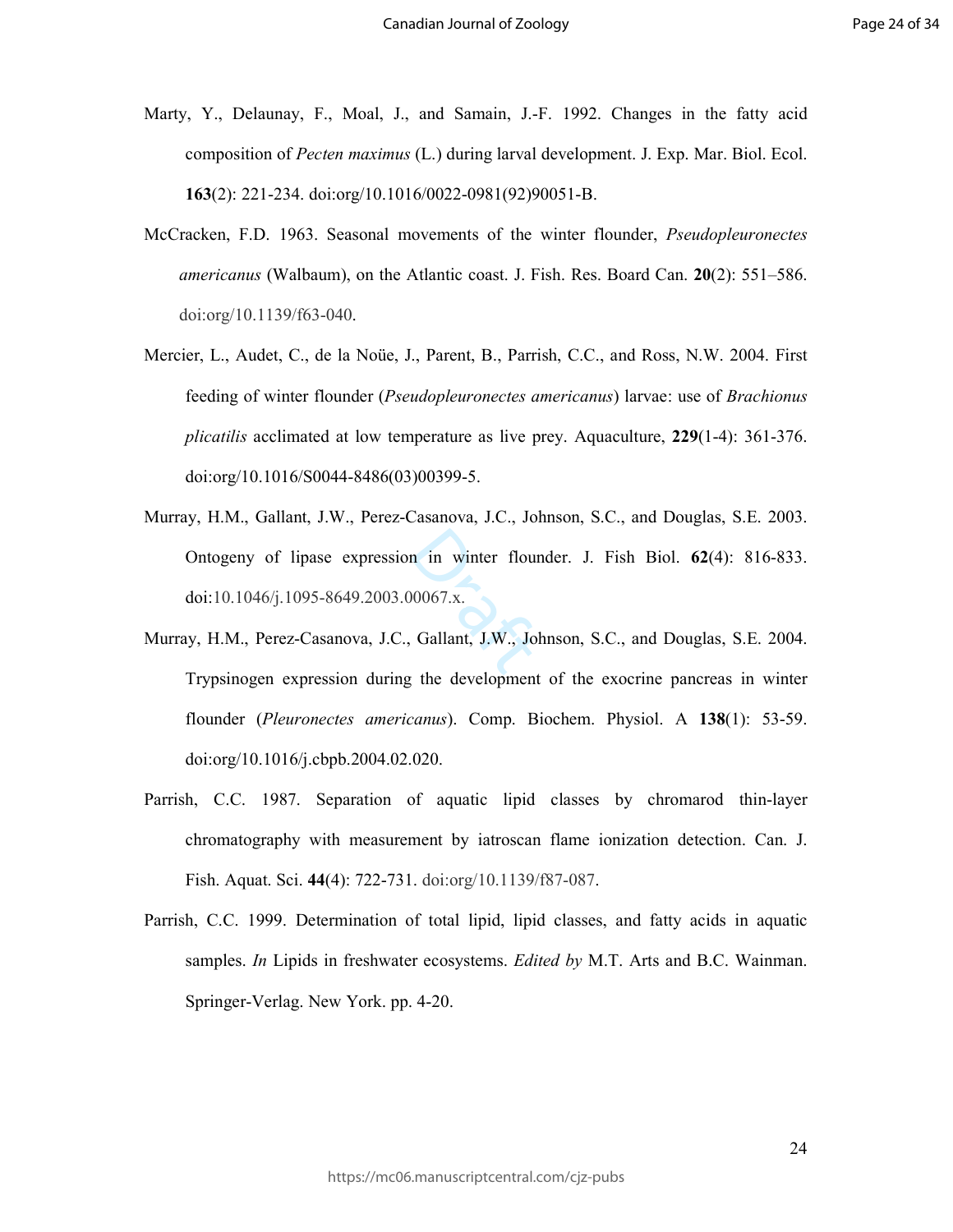Marty, Y., Delaunay, F., Moal, J., and Samain, J.-F. 1992. Changes in the fatty acid composition of *Pecten maximus* (L.) during larval development. J. Exp. Mar. Biol. Ecol. **163**(2): 221-234. doi:org/10.1016/0022-0981(92)90051-B.

McCracken, F.D. 1963. Seasonal movements of the winter flounder, *Pseudopleuronectes americanus* (Walbaum), on the Atlantic coast. J. Fish. Res. Board Can. **20**(2): 551–586. doi:org/10.1139/f63-040.

Mercier, L., Audet, C., de la Noüe, J., Parent, B., Parrish, C.C., and Ross, N.W. 2004. First feeding of winter flounder (*Pseudopleuronectes americanus*) larvae: use of *Brachionus plicatilis* acclimated at low temperature as live prey. Aquaculture, **229**(1-4): 361-376. doi:org/10.1016/S0044-8486(03)00399-5.

Murray, H.M., Gallant, J.W., Perez-Casanova, J.C., Johnson, S.C., and Douglas, S.E. 2003. Ontogeny of lipase expression in winter flounder. J. Fish Biol. **62**(4): 816-833. doi:10.1046/j.1095-8649.2003.00067.x.

Murray, H.M., Perez-Casanova, J.C., Gallant, J.W., Johnson, S.C., and Douglas, S.E. 2004. Trypsinogen expression during the development of the exocrine pancreas in winter flounder (*Pleuronectes americanus*). Comp. Biochem. Physiol. A **138**(1): 53-59. doi:org/10.1016/j.cbpb.2004.02.020.

Parrish, C.C. 1987. Separation of aquatic lipid classes by chromarod thin-layer chromatography with measurement by iatroscan flame ionization detection. Can. J. Fish. Aquat. Sci. **44**(4): 722-731. doi:org/10.1139/f87-087.

Parrish, C.C. 1999. Determination of total lipid, lipid classes, and fatty acids in aquatic samples. *In* Lipids in freshwater ecosystems. *Edited by* M.T. Arts and B.C. Wainman. Springer-Verlag. New York. pp. 4-20.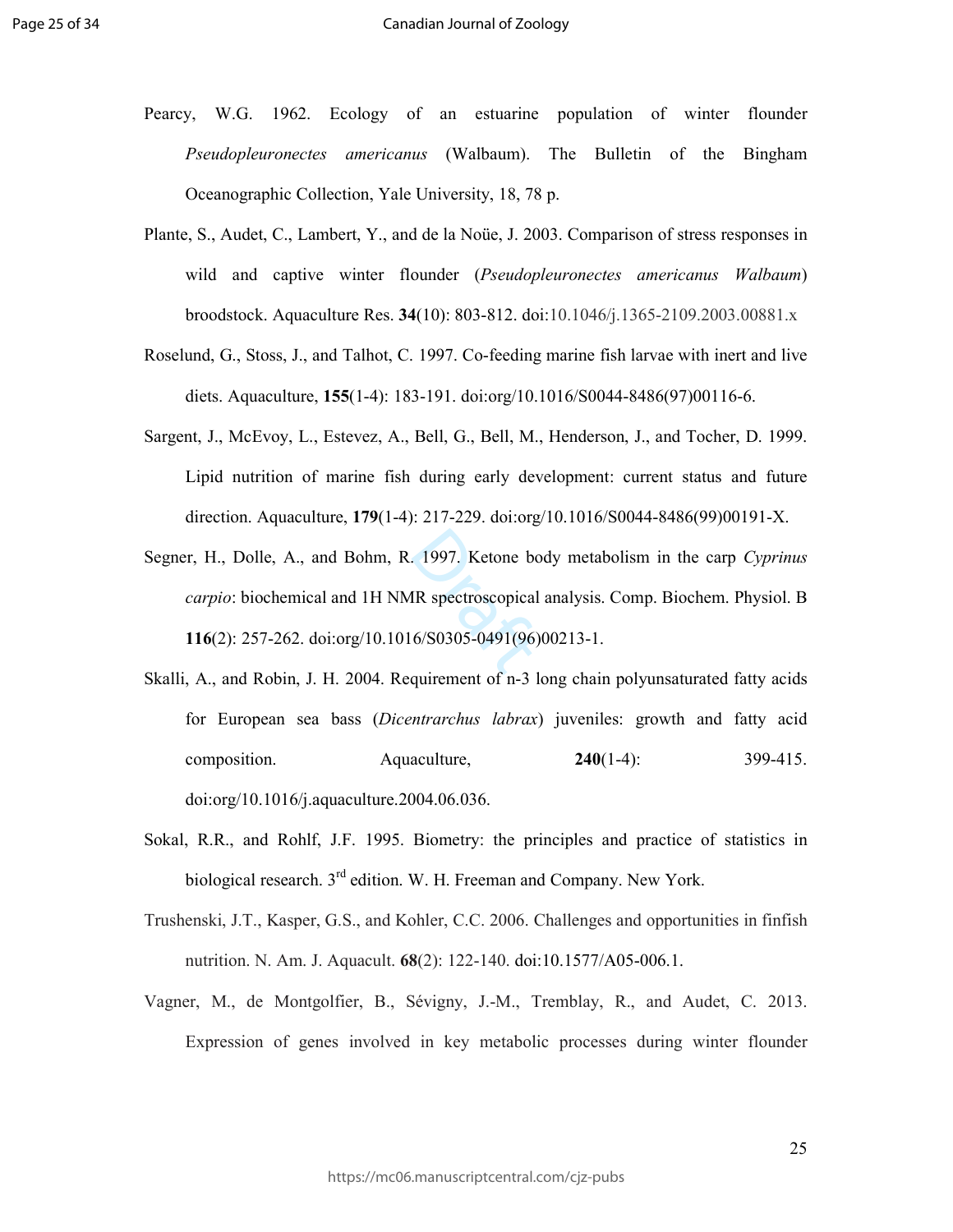Pearcy, W.G. 1962. Ecology of an estuarine population of winter flounder *Pseudopleuronectes americanus* (Walbaum). The Bulletin of the Bingham Oceanographic Collection, Yale University, 18, 78 p.

Plante, S., Audet, C., Lambert, Y., and de la Noüe, J. 2003. Comparison of stress responses in wild and captive winter flounder (*Pseudopleuronectes americanus Walbaum*) broodstock. Aquaculture Res. **34**(10): 803-812. doi:10.1046/j.1365-2109.2003.00881.x

Roselund, G., Stoss, J., and Talhot, C. 1997. Co-feeding marine fish larvae with inert and live diets. Aquaculture, **155**(1-4): 183-191. doi:org/10.1016/S0044-8486(97)00116-6.

Sargent, J., McEvoy, L., Estevez, A., Bell, G., Bell, M., Henderson, J., and Tocher, D. 1999. Lipid nutrition of marine fish during early development: current status and future direction. Aquaculture, **179**(1-4): 217-229. doi:org/10.1016/S0044-8486(99)00191-X.

Segner, H., Dolle, A., and Bohm, R. 1997. Ketone body metabolism in the carp *Cyprinus carpio*: biochemical and 1H NMR spectroscopical analysis. Comp. Biochem. Physiol. B **116**(2): 257-262. doi:org/10.1016/S0305-0491(96)00213-1.

Skalli, A., and Robin, J. H. 2004. Requirement of n-3 long chain polyunsaturated fatty acids for European sea bass (*Dicentrarchus labrax*) juveniles: growth and fatty acid composition. Aquaculture, **240**(1-4): 399-415. doi:org/10.1016/j.aquaculture.2004.06.036.

Sokal, R.R., and Rohlf, J.F. 1995. Biometry: the principles and practice of statistics in biological research. 3rd edition. W. H. Freeman and Company. New York.

Trushenski, J.T., Kasper, G.S., and Kohler, C.C. 2006. Challenges and opportunities in finfish nutrition. N. Am. J. Aquacult. **68**(2): 122-140. doi:10.1577/A05-006.1.

Vagner, M., de Montgolfier, B., Sévigny, J.-M., Tremblay, R., and Audet, C. 2013. Expression of genes involved in key metabolic processes during winter flounder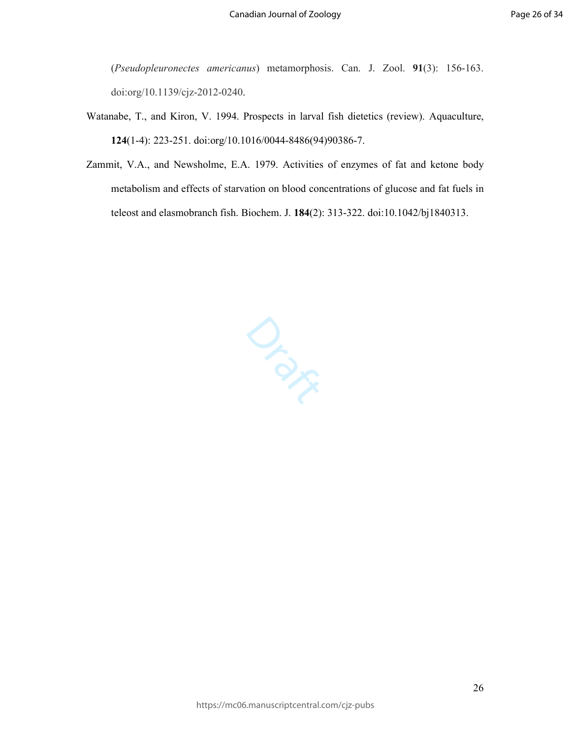(*Pseudopleuronectes americanus*) metamorphosis. Can. J. Zool. **91**(3): 156-163. doi:org/10.1139/cjz-2012-0240.

Watanabe, T., and Kiron, V. 1994. Prospects in larval fish dietetics (review). Aquaculture, **124**(1-4): 223-251. doi:org/10.1016/0044-8486(94)90386-7.

Zammit, V.A., and Newsholme, E.A. 1979. Activities of enzymes of fat and ketone body metabolism and effects of starvation on blood concentrations of glucose and fat fuels in teleost and elasmobranch fish. Biochem. J. **184**(2): 313-322. doi:10.1042/bj1840313.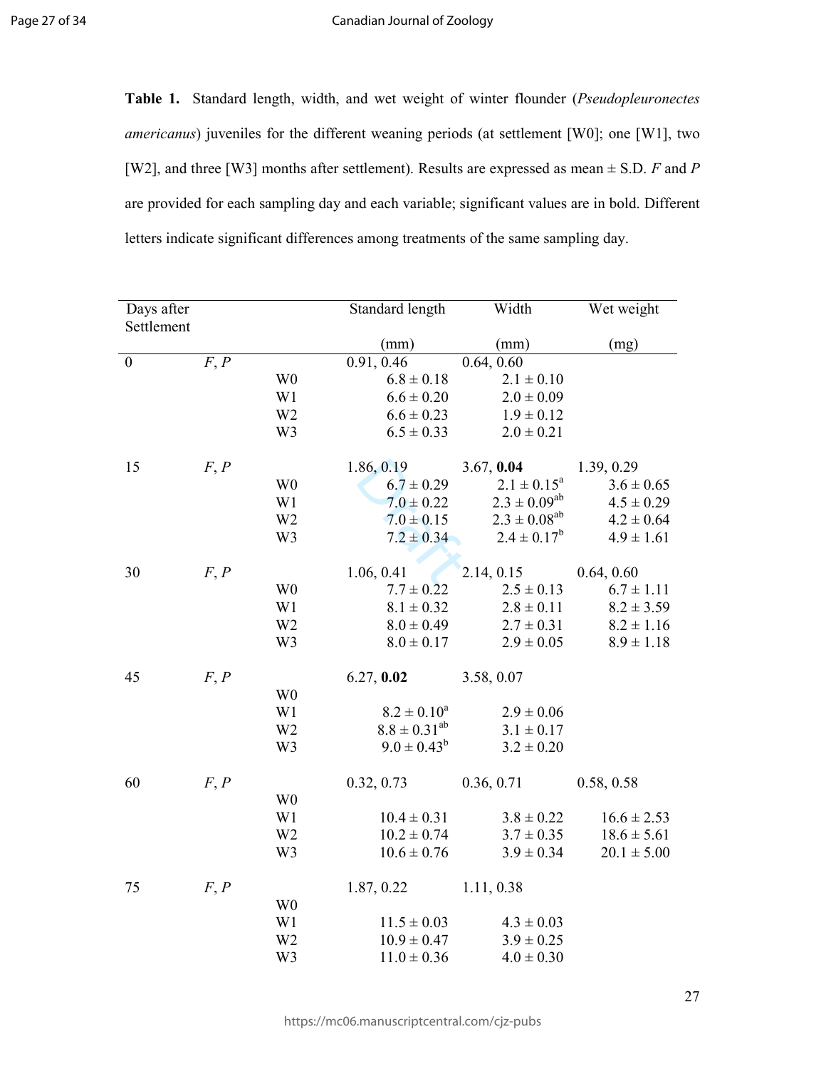**Table 1.** Standard length, width, and wet weight of winter flounder (*Pseudopleuronectes americanus*) juveniles for the different weaning periods (at settlement [W0]; one [W1], two [W2], and three [W3] months after settlement). Results are expressed as mean ± S.D. $F$ and $P$ are provided for each sampling day and each variable; significant values are in bold. Different letters indicate significant differences among treatments of the same sampling day.

| Days after Settlement | | | Standard length (mm) | Width (mm) | Wet weight (mg) |
|---|---|---|---|---|---|
| 0 | $F$, $P$ | | 0.91, 0.46 | 0.64, 0.60 | |
| | | W0 | 6.8 ± 0.18 | 2.1 ± 0.10 | |
| | | W1 | 6.6 ± 0.20 | 2.0 ± 0.09 | |
| | | W2 | 6.6 ± 0.23 | 1.9 ± 0.12 | |
| | | W3 | 6.5 ± 0.33 | 2.0 ± 0.21 | |
| 15 | $F$, $P$ | | 1.86, 0.19 | 3.67, **0.04** | 1.39, 0.29 |
| | | W0 | 6.7 ± 0.29 | 2.1 ± 0.15[a] | 3.6 ± 0.65 |
| | | W1 | 7.0 ± 0.22 | 2.3 ± 0.09[ab] | 4.5 ± 0.29 |
| | | W2 | 7.0 ± 0.15 | 2.3 ± 0.08[ab] | 4.2 ± 0.64 |
| | | W3 | 7.2 ± 0.34 | 2.4 ± 0.17[b] | 4.9 ± 1.61 |
| 30 | $F$, $P$ | | 1.06, 0.41 | 2.14, 0.15 | 0.64, 0.60 |
| | | W0 | 7.7 ± 0.22 | 2.5 ± 0.13 | 6.7 ± 1.11 |
| | | W1 | 8.1 ± 0.32 | 2.8 ± 0.11 | 8.2 ± 3.59 |
| | | W2 | 8.0 ± 0.49 | 2.7 ± 0.31 | 8.2 ± 1.16 |
| | | W3 | 8.0 ± 0.17 | 2.9 ± 0.05 | 8.9 ± 1.18 |
| 45 | $F$, $P$ | | 6.27, **0.02** | 3.58, 0.07 | |
| | | W0 | | | |
| | | W1 | 8.2 ± 0.10[a] | 2.9 ± 0.06 | |
| | | W2 | 8.8 ± 0.31[ab] | 3.1 ± 0.17 | |
| | | W3 | 9.0 ± 0.43[b] | 3.2 ± 0.20 | |
| 60 | $F$, $P$ | | 0.32, 0.73 | 0.36, 0.71 | 0.58, 0.58 |
| | | W0 | | | |
| | | W1 | 10.4 ± 0.31 | 3.8 ± 0.22 | 16.6 ± 2.53 |
| | | W2 | 10.2 ± 0.74 | 3.7 ± 0.35 | 18.6 ± 5.61 |
| | | W3 | 10.6 ± 0.76 | 3.9 ± 0.34 | 20.1 ± 5.00 |
| 75 | $F$, $P$ | | 1.87, 0.22 | 1.11, 0.38 | |
| | | W0 | | | |
| | | W1 | 11.5 ± 0.03 | 4.3 ± 0.03 | |
| | | W2 | 10.9 ± 0.47 | 3.9 ± 0.25 | |
| | | W3 | 11.0 ± 0.36 | 4.0 ± 0.30 | |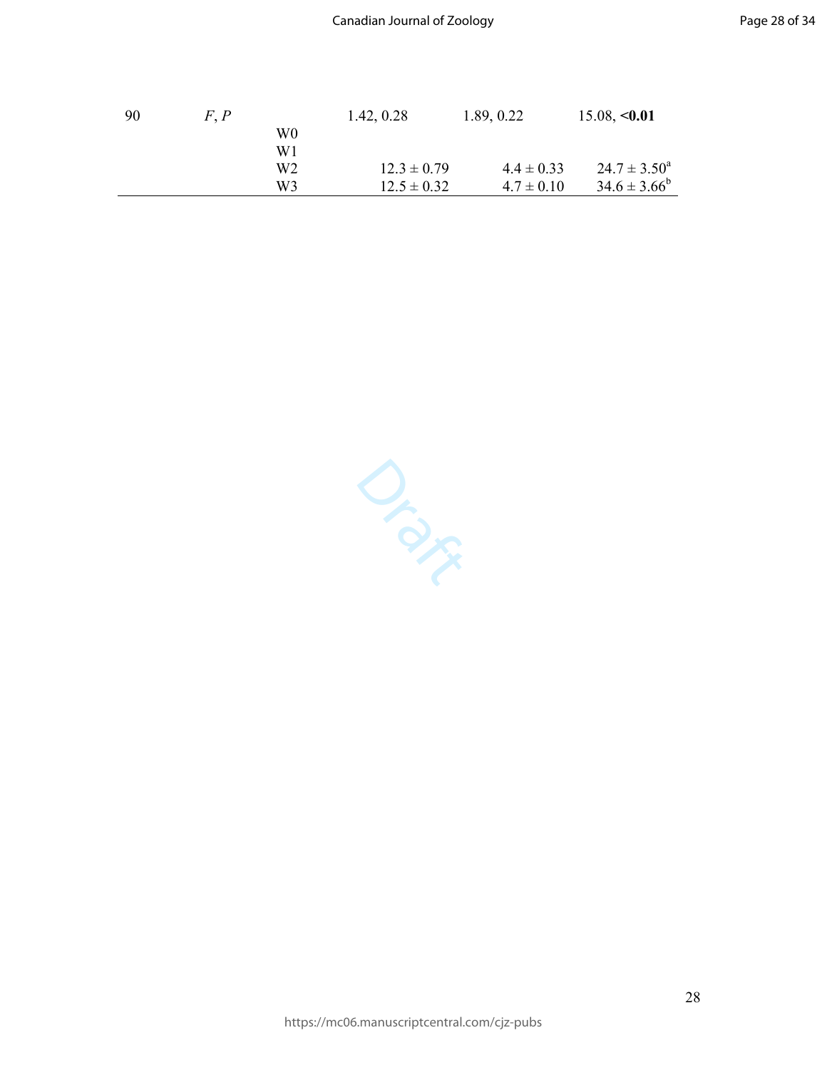| | | | | | |
|---|---|---|---|---|---|
| 90 | *F*, *P* | | 1.42, 0.28 | 1.89, 0.22 | 15.08, **<0.01** |
| | | W0 | | | |
| | | W1 | | | |
| | | W2 | 12.3 ± 0.79 | 4.4 ± 0.33 | 24.7 ± 3.50[a] |
| | | W3 | 12.5 ± 0.32 | 4.7 ± 0.10 | 34.6 ± 3.66[b] |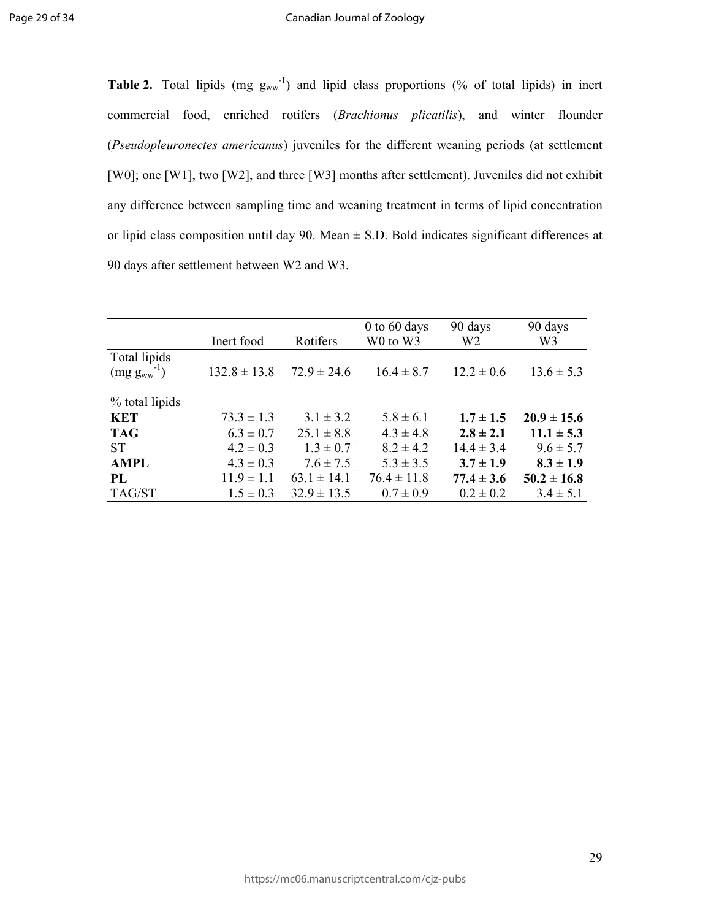**Table 2.** Total lipids (mg $g_{ww}^{-1}$) and lipid class proportions (% of total lipids) in inert commercial food, enriched rotifers (*Brachionus plicatilis*), and winter flounder (*Pseudopleuronectes americanus*) juveniles for the different weaning periods (at settlement [W0]; one [W1], two [W2], and three [W3] months after settlement). Juveniles did not exhibit any difference between sampling time and weaning treatment in terms of lipid concentration or lipid class composition until day 90. Mean ± S.D. Bold indicates significant differences at 90 days after settlement between W2 and W3.

| | Inert food | Rotifers | 0 to 60 days W0 to W3 | 90 days W2 | 90 days W3 |
|---|---|---|---|---|---|
| Total lipids (mg $g_{ww}^{-1}$) | 132.8 ± 13.8 | 72.9 ± 24.6 | 16.4 ± 8.7 | 12.2 ± 0.6 | 13.6 ± 5.3 |
| % total lipids | | | | | |
| **KET** | 73.3 ± 1.3 | 3.1 ± 3.2 | 5.8 ± 6.1 | **1.7 ± 1.5** | **20.9 ± 15.6** |
| **TAG** | 6.3 ± 0.7 | 25.1 ± 8.8 | 4.3 ± 4.8 | **2.8 ± 2.1** | **11.1 ± 5.3** |
| ST | 4.2 ± 0.3 | 1.3 ± 0.7 | 8.2 ± 4.2 | 14.4 ± 3.4 | 9.6 ± 5.7 |
| **AMPL** | 4.3 ± 0.3 | 7.6 ± 7.5 | 5.3 ± 3.5 | **3.7 ± 1.9** | **8.3 ± 1.9** |
| **PL** | 11.9 ± 1.1 | 63.1 ± 14.1 | 76.4 ± 11.8 | **77.4 ± 3.6** | **50.2 ± 16.8** |
| TAG/ST | 1.5 ± 0.3 | 32.9 ± 13.5 | 0.7 ± 0.9 | 0.2 ± 0.2 | 3.4 ± 5.1 |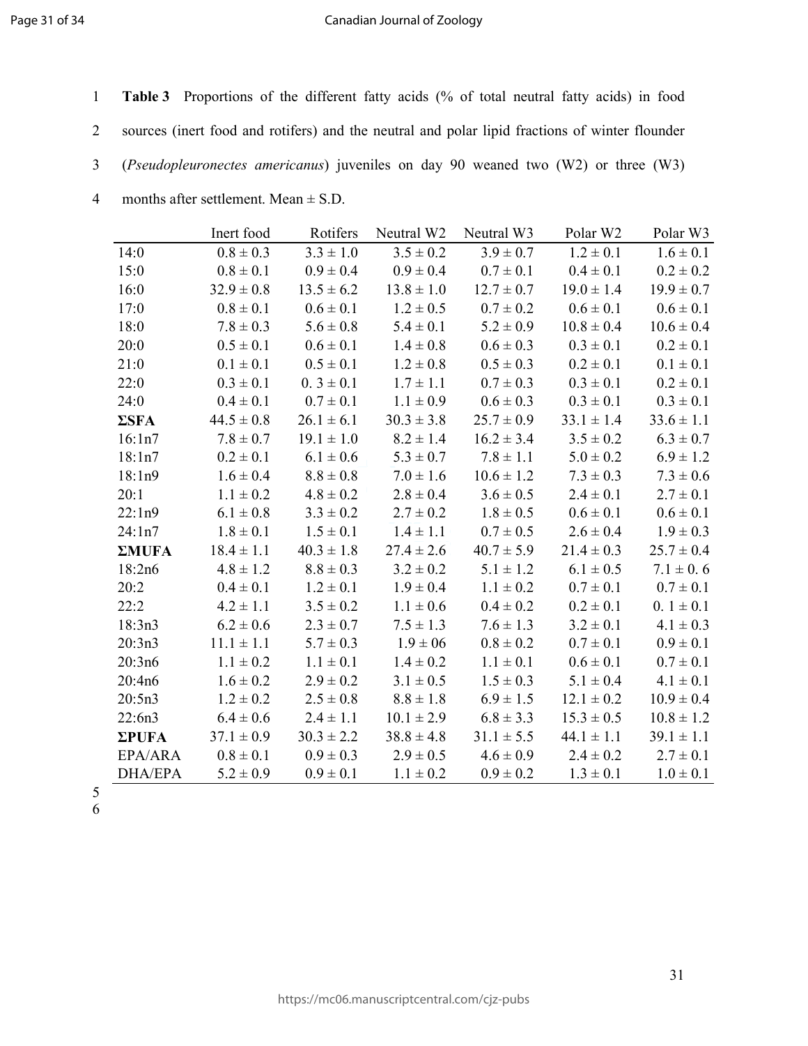**Table 3** Proportions of the different fatty acids (% of total neutral fatty acids) in food sources (inert food and rotifers) and the neutral and polar lipid fractions of winter flounder (*Pseudopleuronectes americanus*) juveniles on day 90 weaned two (W2) or three (W3) months after settlement. Mean ± S.D.

| | Inert food | Rotifers | Neutral W2 | Neutral W3 | Polar W2 | Polar W3 |
|---|---|---|---|---|---|---|
| 14:0 | 0.8 ± 0.3 | 3.3 ± 1.0 | 3.5 ± 0.2 | 3.9 ± 0.7 | 1.2 ± 0.1 | 1.6 ± 0.1 |
| 15:0 | 0.8 ± 0.1 | 0.9 ± 0.4 | 0.9 ± 0.4 | 0.7 ± 0.1 | 0.4 ± 0.1 | 0.2 ± 0.2 |
| 16:0 | 32.9 ± 0.8 | 13.5 ± 6.2 | 13.8 ± 1.0 | 12.7 ± 0.7 | 19.0 ± 1.4 | 19.9 ± 0.7 |
| 17:0 | 0.8 ± 0.1 | 0.6 ± 0.1 | 1.2 ± 0.5 | 0.7 ± 0.2 | 0.6 ± 0.1 | 0.6 ± 0.1 |
| 18:0 | 7.8 ± 0.3 | 5.6 ± 0.8 | 5.4 ± 0.1 | 5.2 ± 0.9 | 10.8 ± 0.4 | 10.6 ± 0.4 |
| 20:0 | 0.5 ± 0.1 | 0.6 ± 0.1 | 1.4 ± 0.8 | 0.6 ± 0.3 | 0.3 ± 0.1 | 0.2 ± 0.1 |
| 21:0 | 0.1 ± 0.1 | 0.5 ± 0.1 | 1.2 ± 0.8 | 0.5 ± 0.3 | 0.2 ± 0.1 | 0.1 ± 0.1 |
| 22:0 | 0.3 ± 0.1 | 0. 3 ± 0.1 | 1.7 ± 1.1 | 0.7 ± 0.3 | 0.3 ± 0.1 | 0.2 ± 0.1 |
| 24:0 | 0.4 ± 0.1 | 0.7 ± 0.1 | 1.1 ± 0.9 | 0.6 ± 0.3 | 0.3 ± 0.1 | 0.3 ± 0.1 |
| **ΣSFA** | 44.5 ± 0.8 | 26.1 ± 6.1 | 30.3 ± 3.8 | 25.7 ± 0.9 | 33.1 ± 1.4 | 33.6 ± 1.1 |
| 16:1n7 | 7.8 ± 0.7 | 19.1 ± 1.0 | 8.2 ± 1.4 | 16.2 ± 3.4 | 3.5 ± 0.2 | 6.3 ± 0.7 |
| 18:1n7 | 0.2 ± 0.1 | 6.1 ± 0.6 | 5.3 ± 0.7 | 7.8 ± 1.1 | 5.0 ± 0.2 | 6.9 ± 1.2 |
| 18:1n9 | 1.6 ± 0.4 | 8.8 ± 0.8 | 7.0 ± 1.6 | 10.6 ± 1.2 | 7.3 ± 0.3 | 7.3 ± 0.6 |
| 20:1 | 1.1 ± 0.2 | 4.8 ± 0.2 | 2.8 ± 0.4 | 3.6 ± 0.5 | 2.4 ± 0.1 | 2.7 ± 0.1 |
| 22:1n9 | 6.1 ± 0.8 | 3.3 ± 0.2 | 2.7 ± 0.2 | 1.8 ± 0.5 | 0.6 ± 0.1 | 0.6 ± 0.1 |
| 24:1n7 | 1.8 ± 0.1 | 1.5 ± 0.1 | 1.4 ± 1.1 | 0.7 ± 0.5 | 2.6 ± 0.4 | 1.9 ± 0.3 |
| **ΣMUFA** | 18.4 ± 1.1 | 40.3 ± 1.8 | 27.4 ± 2.6 | 40.7 ± 5.9 | 21.4 ± 0.3 | 25.7 ± 0.4 |
| 18:2n6 | 4.8 ± 1.2 | 8.8 ± 0.3 | 3.2 ± 0.2 | 5.1 ± 1.2 | 6.1 ± 0.5 | 7.1 ± 0. 6 |
| 20:2 | 0.4 ± 0.1 | 1.2 ± 0.1 | 1.9 ± 0.4 | 1.1 ± 0.2 | 0.7 ± 0.1 | 0.7 ± 0.1 |
| 22:2 | 4.2 ± 1.1 | 3.5 ± 0.2 | 1.1 ± 0.6 | 0.4 ± 0.2 | 0.2 ± 0.1 | 0. 1 ± 0.1 |
| 18:3n3 | 6.2 ± 0.6 | 2.3 ± 0.7 | 7.5 ± 1.3 | 7.6 ± 1.3 | 3.2 ± 0.1 | 4.1 ± 0.3 |
| 20:3n3 | 11.1 ± 1.1 | 5.7 ± 0.3 | 1.9 ± 06 | 0.8 ± 0.2 | 0.7 ± 0.1 | 0.9 ± 0.1 |
| 20:3n6 | 1.1 ± 0.2 | 1.1 ± 0.1 | 1.4 ± 0.2 | 1.1 ± 0.1 | 0.6 ± 0.1 | 0.7 ± 0.1 |
| 20:4n6 | 1.6 ± 0.2 | 2.9 ± 0.2 | 3.1 ± 0.5 | 1.5 ± 0.3 | 5.1 ± 0.4 | 4.1 ± 0.1 |
| 20:5n3 | 1.2 ± 0.2 | 2.5 ± 0.8 | 8.8 ± 1.8 | 6.9 ± 1.5 | 12.1 ± 0.2 | 10.9 ± 0.4 |
| 22:6n3 | 6.4 ± 0.6 | 2.4 ± 1.1 | 10.1 ± 2.9 | 6.8 ± 3.3 | 15.3 ± 0.5 | 10.8 ± 1.2 |
| **ΣPUFA** | 37.1 ± 0.9 | 30.3 ± 2.2 | 38.8 ± 4.8 | 31.1 ± 5.5 | 44.1 ± 1.1 | 39.1 ± 1.1 |
| EPA/ARA | 0.8 ± 0.1 | 0.9 ± 0.3 | 2.9 ± 0.5 | 4.6 ± 0.9 | 2.4 ± 0.2 | 2.7 ± 0.1 |
| DHA/EPA | 5.2 ± 0.9 | 0.9 ± 0.1 | 1.1 ± 0.2 | 0.9 ± 0.2 | 1.3 ± 0.1 | 1.0 ± 0.1 |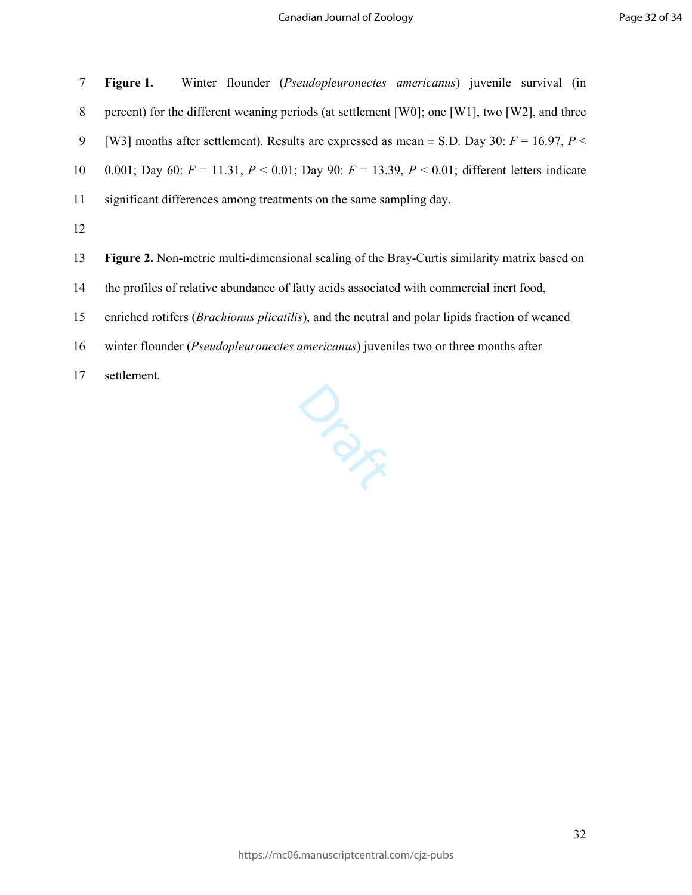**Figure 1.** Winter flounder (*Pseudopleuronectes americanus*) juvenile survival (in percent) for the different weaning periods (at settlement [W0]; one [W1], two [W2], and three [W3] months after settlement). Results are expressed as mean ± S.D. Day 30: $F = 16.97$, $P < 0.001$; Day 60: $F = 11.31$, $P < 0.01$; Day 90: $F = 13.39$, $P < 0.01$; different letters indicate significant differences among treatments on the same sampling day.

**Figure 2.** Non-metric multi-dimensional scaling of the Bray-Curtis similarity matrix based on the profiles of relative abundance of fatty acids associated with commercial inert food, enriched rotifers (*Brachionus plicatilis*), and the neutral and polar lipids fraction of weaned winter flounder (*Pseudopleuronectes americanus*) juveniles two or three months after settlement.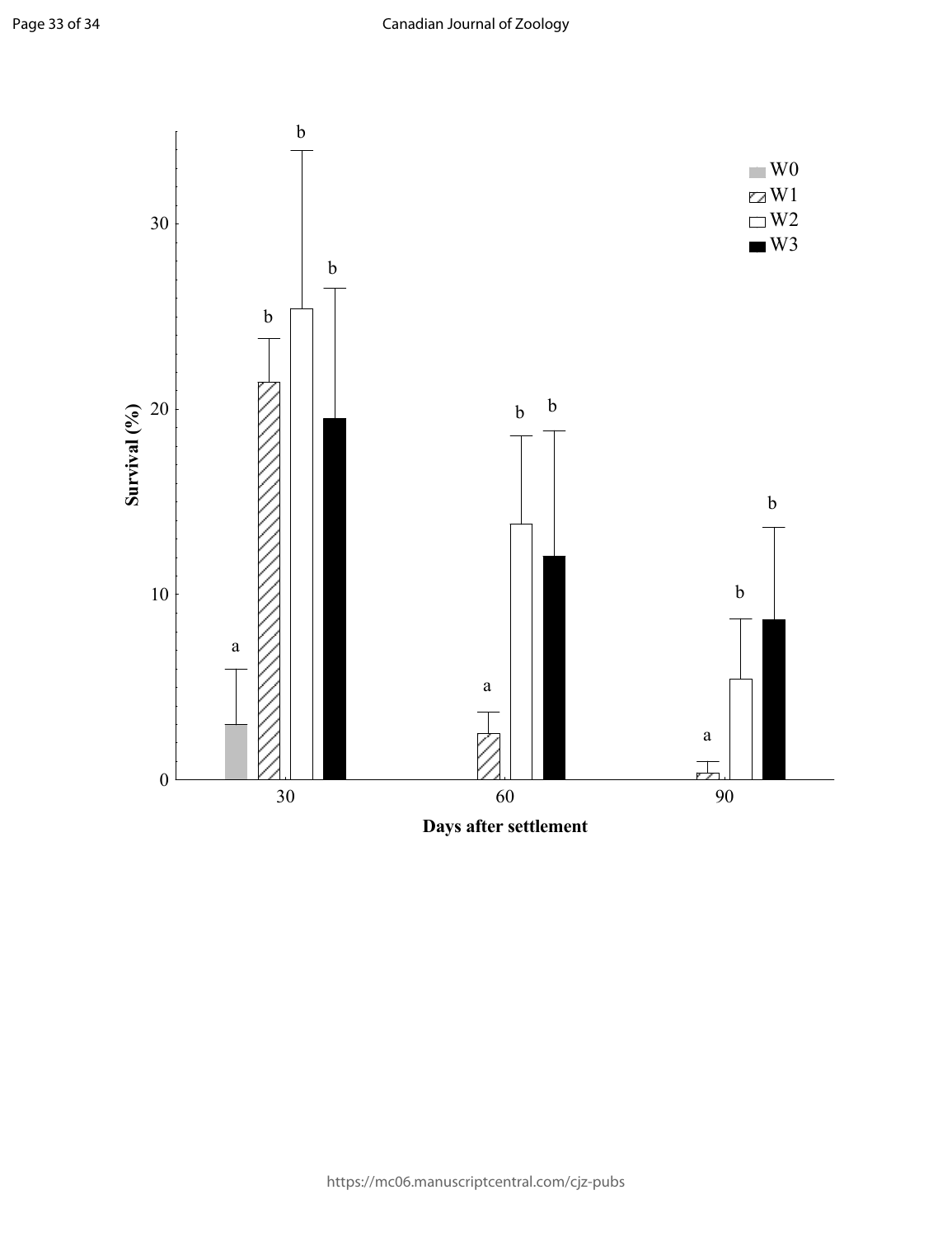W0
W1
W2
W3

Survival (%)

0
10
20
30

a
b
b
b

a
b
b

a
b
b

30
60
90

Days after settlement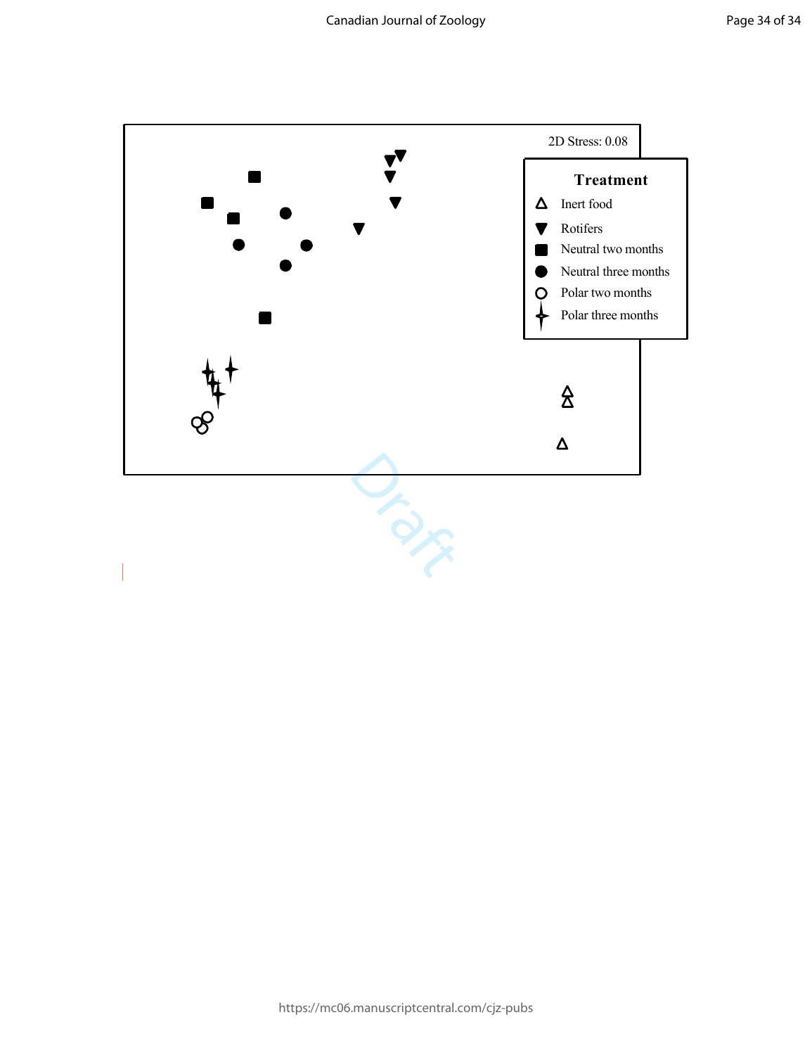2D Stress: 0.08

**Treatment**

Inert food

Rotifers

Neutral two months

Neutral three months

Polar two months

Polar three months